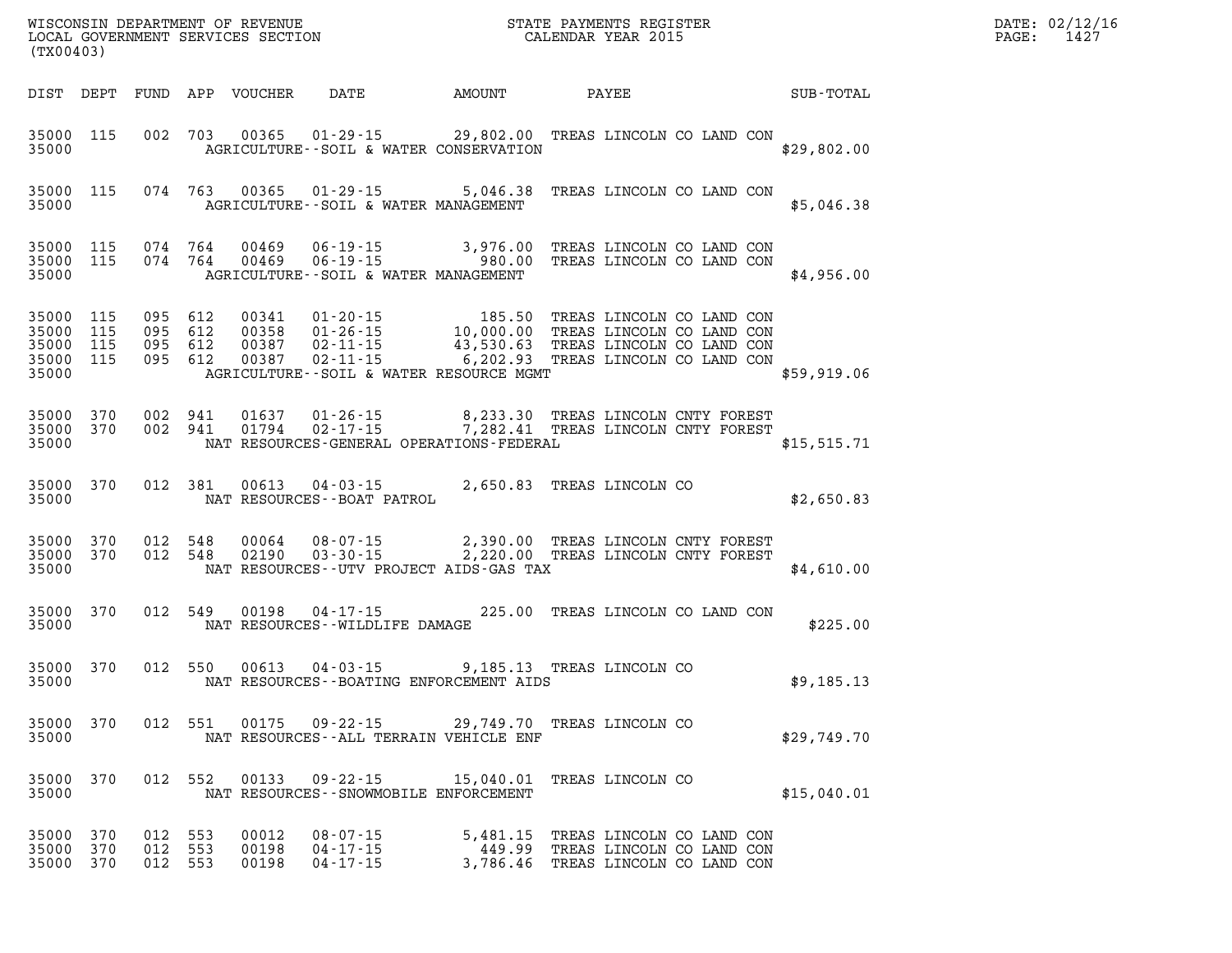WISCONSIN DEPARTMENT OF REVENUE
LOCAL GOVERNMENT SERVICES SECTION
(TX00403)

STATE PAYMENTS REGISTER
CALENDAR YEAR 2015

DATE: 02/12/16

| DIST | DEPT | FUND | APP | VOUCHER | DATE | AMOUNT | PAYEE | SUB-TOTAL |
|---|---|---|---|---|---|---|---|---|
| 35000 | 115 | 002 | 703 | 00365 | 01-29-15 | 29,802.00 | TREAS LINCOLN CO LAND CON | |
| 35000 | | | | | AGRICULTURE--SOIL & WATER CONSERVATION | | | $29,802.00 |
| 35000 | 115 | 074 | 763 | 00365 | 01-29-15 | 5,046.38 | TREAS LINCOLN CO LAND CON | |
| 35000 | | | | | AGRICULTURE--SOIL & WATER MANAGEMENT | | | $5,046.38 |
| 35000 | 115 | 074 | 764 | 00469 | 06-19-15 | 3,976.00 | TREAS LINCOLN CO LAND CON | |
| 35000 | 115 | 074 | 764 | 00469 | 06-19-15 | 980.00 | TREAS LINCOLN CO LAND CON | |
| 35000 | | | | | AGRICULTURE--SOIL & WATER MANAGEMENT | | | $4,956.00 |
| 35000 | 115 | 095 | 612 | 00341 | 01-20-15 | 185.50 | TREAS LINCOLN CO LAND CON | |
| 35000 | 115 | 095 | 612 | 00358 | 01-26-15 | 10,000.00 | TREAS LINCOLN CO LAND CON | |
| 35000 | 115 | 095 | 612 | 00387 | 02-11-15 | 43,530.63 | TREAS LINCOLN CO LAND CON | |
| 35000 | 115 | 095 | 612 | 00387 | 02-11-15 | 6,202.93 | TREAS LINCOLN CO LAND CON | |
| 35000 | | | | | AGRICULTURE--SOIL & WATER RESOURCE MGMT | | | $59,919.06 |
| 35000 | 370 | 002 | 941 | 01637 | 01-26-15 | 8,233.30 | TREAS LINCOLN CNTY FOREST | |
| 35000 | 370 | 002 | 941 | 01794 | 02-17-15 | 7,282.41 | TREAS LINCOLN CNTY FOREST | |
| 35000 | | | | | NAT RESOURCES-GENERAL OPERATIONS-FEDERAL | | | $15,515.71 |
| 35000 | 370 | 012 | 381 | 00613 | 04-03-15 | 2,650.83 | TREAS LINCOLN CO | |
| 35000 | | | | | NAT RESOURCES--BOAT PATROL | | | $2,650.83 |
| 35000 | 370 | 012 | 548 | 00064 | 08-07-15 | 2,390.00 | TREAS LINCOLN CNTY FOREST | |
| 35000 | 370 | 012 | 548 | 02190 | 03-30-15 | 2,220.00 | TREAS LINCOLN CNTY FOREST | |
| 35000 | | | | | NAT RESOURCES--UTV PROJECT AIDS-GAS TAX | | | $4,610.00 |
| 35000 | 370 | 012 | 549 | 00198 | 04-17-15 | 225.00 | TREAS LINCOLN CO LAND CON | |
| 35000 | | | | | NAT RESOURCES--WILDLIFE DAMAGE | | | $225.00 |
| 35000 | 370 | 012 | 550 | 00613 | 04-03-15 | 9,185.13 | TREAS LINCOLN CO | |
| 35000 | | | | | NAT RESOURCES--BOATING ENFORCEMENT AIDS | | | $9,185.13 |
| 35000 | 370 | 012 | 551 | 00175 | 09-22-15 | 29,749.70 | TREAS LINCOLN CO | |
| 35000 | | | | | NAT RESOURCES--ALL TERRAIN VEHICLE ENF | | | $29,749.70 |
| 35000 | 370 | 012 | 552 | 00133 | 09-22-15 | 15,040.01 | TREAS LINCOLN CO | |
| 35000 | | | | | NAT RESOURCES--SNOWMOBILE ENFORCEMENT | | | $15,040.01 |
| 35000 | 370 | 012 | 553 | 00012 | 08-07-15 | 5,481.15 | TREAS LINCOLN CO LAND CON | |
| 35000 | 370 | 012 | 553 | 00198 | 04-17-15 | 449.99 | TREAS LINCOLN CO LAND CON | |
| 35000 | 370 | 012 | 553 | 00198 | 04-17-15 | 3,786.46 | TREAS LINCOLN CO LAND CON | |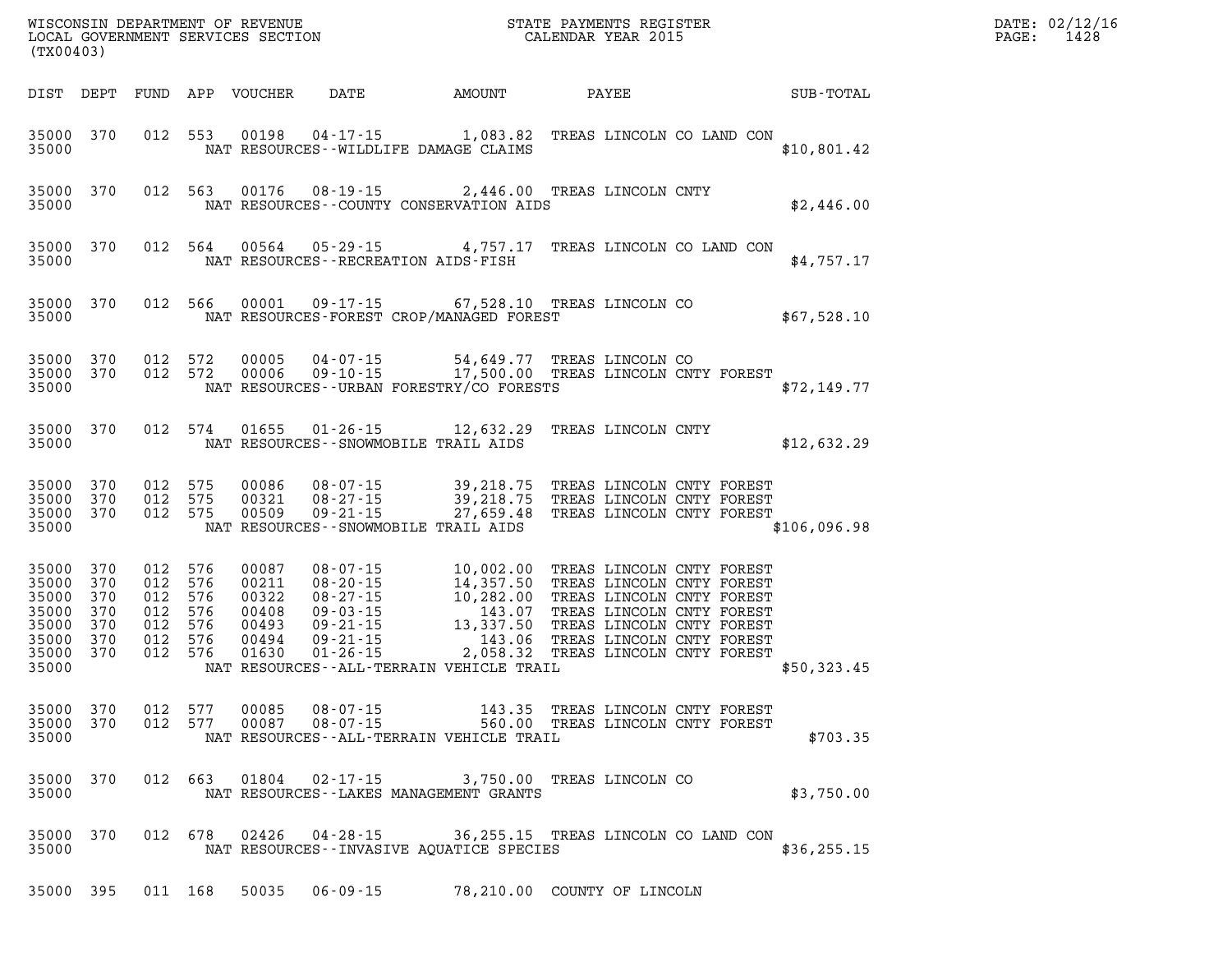| DIST | DEPT | FUND | APP | VOUCHER | DATE | AMOUNT | PAYEE | SUB-TOTAL |
|---|---|---|---|---|---|---|---|---|
| 35000 | 370 | 012 | 553 | 00198 | 04-17-15 | 1,083.82 | TREAS LINCOLN CO LAND CON | |
| 35000 | | | | | NAT RESOURCES--WILDLIFE DAMAGE CLAIMS | | | $10,801.42 |
| 35000 | 370 | 012 | 563 | 00176 | 08-19-15 | 2,446.00 | TREAS LINCOLN CNTY | |
| 35000 | | | | | NAT RESOURCES--COUNTY CONSERVATION AIDS | | | $2,446.00 |
| 35000 | 370 | 012 | 564 | 00564 | 05-29-15 | 4,757.17 | TREAS LINCOLN CO LAND CON | |
| 35000 | | | | | NAT RESOURCES--RECREATION AIDS-FISH | | | $4,757.17 |
| 35000 | 370 | 012 | 566 | 00001 | 09-17-15 | 67,528.10 | TREAS LINCOLN CO | |
| 35000 | | | | | NAT RESOURCES-FOREST CROP/MANAGED FOREST | | | $67,528.10 |
| 35000 | 370 | 012 | 572 | 00005 | 04-07-15 | 54,649.77 | TREAS LINCOLN CO | |
| 35000 | 370 | 012 | 572 | 00006 | 09-10-15 | 17,500.00 | TREAS LINCOLN CNTY FOREST | |
| 35000 | | | | | NAT RESOURCES--URBAN FORESTRY/CO FORESTS | | | $72,149.77 |
| 35000 | 370 | 012 | 574 | 01655 | 01-26-15 | 12,632.29 | TREAS LINCOLN CNTY | |
| 35000 | | | | | NAT RESOURCES--SNOWMOBILE TRAIL AIDS | | | $12,632.29 |
| 35000 | 370 | 012 | 575 | 00086 | 08-07-15 | 39,218.75 | TREAS LINCOLN CNTY FOREST | |
| 35000 | 370 | 012 | 575 | 00321 | 08-27-15 | 39,218.75 | TREAS LINCOLN CNTY FOREST | |
| 35000 | 370 | 012 | 575 | 00509 | 09-21-15 | 27,659.48 | TREAS LINCOLN CNTY FOREST | |
| 35000 | | | | | NAT RESOURCES--SNOWMOBILE TRAIL AIDS | | | $106,096.98 |
| 35000 | 370 | 012 | 576 | 00087 | 08-07-15 | 10,002.00 | TREAS LINCOLN CNTY FOREST | |
| 35000 | 370 | 012 | 576 | 00211 | 08-20-15 | 14,357.50 | TREAS LINCOLN CNTY FOREST | |
| 35000 | 370 | 012 | 576 | 00322 | 08-27-15 | 10,282.00 | TREAS LINCOLN CNTY FOREST | |
| 35000 | 370 | 012 | 576 | 00408 | 09-03-15 | 143.07 | TREAS LINCOLN CNTY FOREST | |
| 35000 | 370 | 012 | 576 | 00493 | 09-21-15 | 13,337.50 | TREAS LINCOLN CNTY FOREST | |
| 35000 | 370 | 012 | 576 | 00494 | 09-21-15 | 143.06 | TREAS LINCOLN CNTY FOREST | |
| 35000 | 370 | 012 | 576 | 01630 | 01-26-15 | 2,058.32 | TREAS LINCOLN CNTY FOREST | |
| 35000 | | | | | NAT RESOURCES--ALL-TERRAIN VEHICLE TRAIL | | | $50,323.45 |
| 35000 | 370 | 012 | 577 | 00085 | 08-07-15 | 143.35 | TREAS LINCOLN CNTY FOREST | |
| 35000 | 370 | 012 | 577 | 00087 | 08-07-15 | 560.00 | TREAS LINCOLN CNTY FOREST | |
| 35000 | | | | | NAT RESOURCES--ALL-TERRAIN VEHICLE TRAIL | | | $703.35 |
| 35000 | 370 | 012 | 663 | 01804 | 02-17-15 | 3,750.00 | TREAS LINCOLN CO | |
| 35000 | | | | | NAT RESOURCES--LAKES MANAGEMENT GRANTS | | | $3,750.00 |
| 35000 | 370 | 012 | 678 | 02426 | 04-28-15 | 36,255.15 | TREAS LINCOLN CO LAND CON | |
| 35000 | | | | | NAT RESOURCES--INVASIVE AQUATICE SPECIES | | | $36,255.15 |
| 35000 | 395 | 011 | 168 | 50035 | 06-09-15 | 78,210.00 | COUNTY OF LINCOLN | |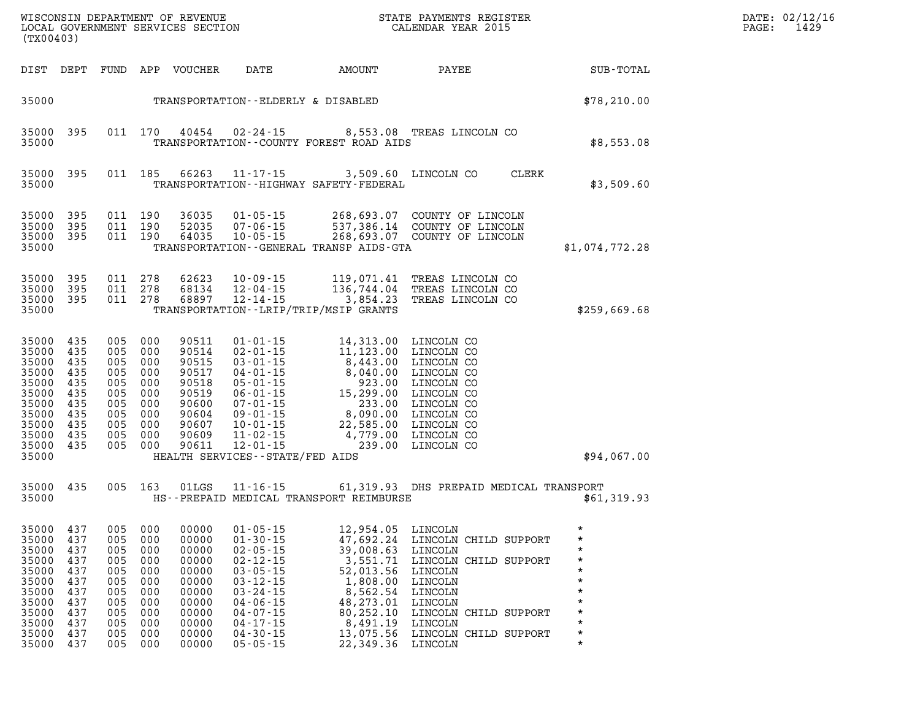WISCONSIN DEPARTMENT OF REVENUE
LOCAL GOVERNMENT SERVICES SECTION
(TX00403)

STATE PAYMENTS REGISTER
CALENDAR YEAR 2015

DATE: 02/12/16

| DIST | DEPT | FUND | APP | VOUCHER | DATE | AMOUNT | PAYEE | SUB-TOTAL |
|---|---|---|---|---|---|---|---|---|
| 35000 | | | | | TRANSPORTATION--ELDERLY & DISABLED | | | $78,210.00 |
| 35000 | 395 | 011 | 170 | 40454 | 02-24-15 | 8,553.08 | TREAS LINCOLN CO | |
| 35000 | | | | | TRANSPORTATION--COUNTY FOREST ROAD AIDS | | | $8,553.08 |
| 35000 | 395 | 011 | 185 | 66263 | 11-17-15 | 3,509.60 | LINCOLN CO CLERK | |
| 35000 | | | | | TRANSPORTATION--HIGHWAY SAFETY-FEDERAL | | | $3,509.60 |
| 35000 | 395 | 011 | 190 | 36035 | 01-05-15 | 268,693.07 | COUNTY OF LINCOLN | |
| 35000 | 395 | 011 | 190 | 52035 | 07-06-15 | 537,386.14 | COUNTY OF LINCOLN | |
| 35000 | 395 | 011 | 190 | 64035 | 10-05-15 | 268,693.07 | COUNTY OF LINCOLN | |
| 35000 | | | | | TRANSPORTATION--GENERAL TRANSP AIDS-GTA | | | $1,074,772.28 |
| 35000 | 395 | 011 | 278 | 62623 | 10-09-15 | 119,071.41 | TREAS LINCOLN CO | |
| 35000 | 395 | 011 | 278 | 68134 | 12-04-15 | 136,744.04 | TREAS LINCOLN CO | |
| 35000 | 395 | 011 | 278 | 68897 | 12-14-15 | 3,854.23 | TREAS LINCOLN CO | |
| 35000 | | | | | TRANSPORTATION--LRIP/TRIP/MSIP GRANTS | | | $259,669.68 |
| 35000 | 435 | 005 | 000 | 90511 | 01-01-15 | 14,313.00 | LINCOLN CO | |
| 35000 | 435 | 005 | 000 | 90514 | 02-01-15 | 11,123.00 | LINCOLN CO | |
| 35000 | 435 | 005 | 000 | 90515 | 03-01-15 | 8,443.00 | LINCOLN CO | |
| 35000 | 435 | 005 | 000 | 90517 | 04-01-15 | 8,040.00 | LINCOLN CO | |
| 35000 | 435 | 005 | 000 | 90518 | 05-01-15 | 923.00 | LINCOLN CO | |
| 35000 | 435 | 005 | 000 | 90519 | 06-01-15 | 15,299.00 | LINCOLN CO | |
| 35000 | 435 | 005 | 000 | 90600 | 07-01-15 | 233.00 | LINCOLN CO | |
| 35000 | 435 | 005 | 000 | 90604 | 09-01-15 | 8,090.00 | LINCOLN CO | |
| 35000 | 435 | 005 | 000 | 90607 | 10-01-15 | 22,585.00 | LINCOLN CO | |
| 35000 | 435 | 005 | 000 | 90609 | 11-02-15 | 4,779.00 | LINCOLN CO | |
| 35000 | 435 | 005 | 000 | 90611 | 12-01-15 | 239.00 | LINCOLN CO | |
| 35000 | | | | | HEALTH SERVICES--STATE/FED AIDS | | | $94,067.00 |
| 35000 | 435 | 005 | 163 | 01LGS | 11-16-15 | 61,319.93 | DHS PREPAID MEDICAL TRANSPORT | |
| 35000 | | | | | HS--PREPAID MEDICAL TRANSPORT REIMBURSE | | | $61,319.93 |
| 35000 | 437 | 005 | 000 | 00000 | 01-05-15 | 12,954.05 | LINCOLN | * |
| 35000 | 437 | 005 | 000 | 00000 | 01-30-15 | 47,692.24 | LINCOLN CHILD SUPPORT | * |
| 35000 | 437 | 005 | 000 | 00000 | 02-05-15 | 39,008.63 | LINCOLN | * |
| 35000 | 437 | 005 | 000 | 00000 | 02-12-15 | 3,551.71 | LINCOLN CHILD SUPPORT | * |
| 35000 | 437 | 005 | 000 | 00000 | 03-05-15 | 52,013.56 | LINCOLN | * |
| 35000 | 437 | 005 | 000 | 00000 | 03-12-15 | 1,808.00 | LINCOLN | * |
| 35000 | 437 | 005 | 000 | 00000 | 03-24-15 | 8,562.54 | LINCOLN | * |
| 35000 | 437 | 005 | 000 | 00000 | 04-06-15 | 48,273.01 | LINCOLN | * |
| 35000 | 437 | 005 | 000 | 00000 | 04-07-15 | 80,252.10 | LINCOLN CHILD SUPPORT | * |
| 35000 | 437 | 005 | 000 | 00000 | 04-17-15 | 8,491.19 | LINCOLN | * |
| 35000 | 437 | 005 | 000 | 00000 | 04-30-15 | 13,075.56 | LINCOLN CHILD SUPPORT | * |
| 35000 | 437 | 005 | 000 | 00000 | 05-05-15 | 22,349.36 | LINCOLN | * |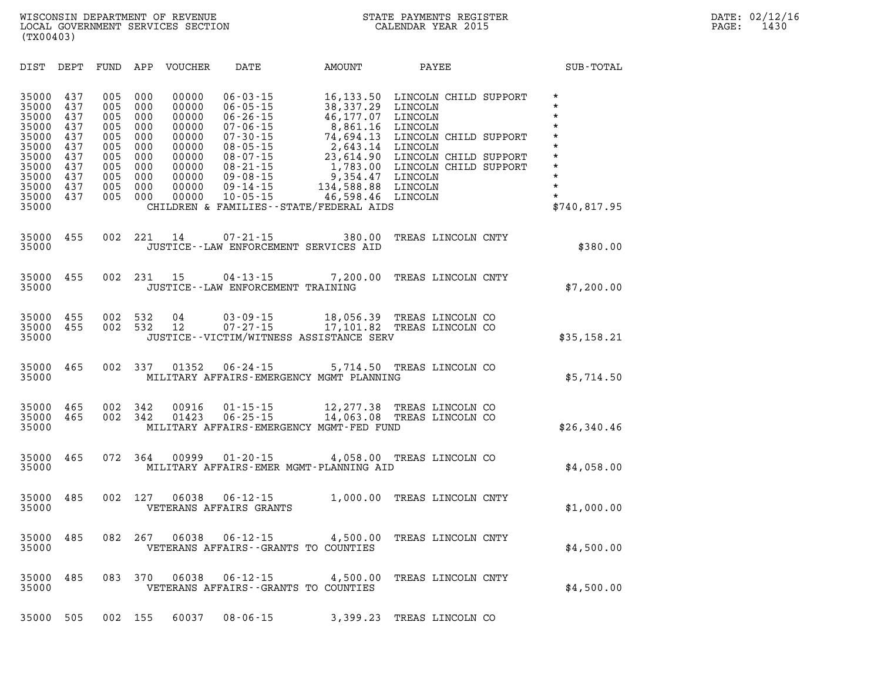WISCONSIN DEPARTMENT OF REVENUE
LOCAL GOVERNMENT SERVICES SECTION
(TX00403)

STATE PAYMENTS REGISTER
CALENDAR YEAR 2015

DATE: 02/12/16

| DIST | DEPT | FUND | APP | VOUCHER | DATE | AMOUNT | PAYEE | SUB-TOTAL |
|---|---|---|---|---|---|---|---|---|
| 35000 | 437 | 005 | 000 | 00000 | 06-03-15 | 16,133.50 | LINCOLN CHILD SUPPORT | * |
| 35000 | 437 | 005 | 000 | 00000 | 06-05-15 | 38,337.29 | LINCOLN | * |
| 35000 | 437 | 005 | 000 | 00000 | 06-26-15 | 46,177.07 | LINCOLN | * |
| 35000 | 437 | 005 | 000 | 00000 | 07-06-15 | 8,861.16 | LINCOLN | * |
| 35000 | 437 | 005 | 000 | 00000 | 07-30-15 | 74,694.13 | LINCOLN CHILD SUPPORT | * |
| 35000 | 437 | 005 | 000 | 00000 | 08-05-15 | 2,643.14 | LINCOLN | * |
| 35000 | 437 | 005 | 000 | 00000 | 08-07-15 | 23,614.90 | LINCOLN CHILD SUPPORT | * |
| 35000 | 437 | 005 | 000 | 00000 | 08-21-15 | 1,783.00 | LINCOLN CHILD SUPPORT | * |
| 35000 | 437 | 005 | 000 | 00000 | 09-08-15 | 9,354.47 | LINCOLN | * |
| 35000 | 437 | 005 | 000 | 00000 | 09-14-15 | 134,588.88 | LINCOLN | * |
| 35000 | 437 | 005 | 000 | 00000 | 10-05-15 | 46,598.46 | LINCOLN | * |
| 35000 | | | | | CHILDREN & FAMILIES--STATE/FEDERAL AIDS | | | $740,817.95 |
| 35000 | 455 | 002 | 221 | 14 | 07-21-15 | 380.00 | TREAS LINCOLN CNTY | |
| 35000 | | | | | JUSTICE--LAW ENFORCEMENT SERVICES AID | | | $380.00 |
| 35000 | 455 | 002 | 231 | 15 | 04-13-15 | 7,200.00 | TREAS LINCOLN CNTY | |
| 35000 | | | | | JUSTICE--LAW ENFORCEMENT TRAINING | | | $7,200.00 |
| 35000 | 455 | 002 | 532 | 04 | 03-09-15 | 18,056.39 | TREAS LINCOLN CO | |
| 35000 | 455 | 002 | 532 | 12 | 07-27-15 | 17,101.82 | TREAS LINCOLN CO | |
| 35000 | | | | | JUSTICE--VICTIM/WITNESS ASSISTANCE SERV | | | $35,158.21 |
| 35000 | 465 | 002 | 337 | 01352 | 06-24-15 | 5,714.50 | TREAS LINCOLN CO | |
| 35000 | | | | | MILITARY AFFAIRS-EMERGENCY MGMT PLANNING | | | $5,714.50 |
| 35000 | 465 | 002 | 342 | 00916 | 01-15-15 | 12,277.38 | TREAS LINCOLN CO | |
| 35000 | 465 | 002 | 342 | 01423 | 06-25-15 | 14,063.08 | TREAS LINCOLN CO | |
| 35000 | | | | | MILITARY AFFAIRS-EMERGENCY MGMT-FED FUND | | | $26,340.46 |
| 35000 | 465 | 072 | 364 | 00999 | 01-20-15 | 4,058.00 | TREAS LINCOLN CO | |
| 35000 | | | | | MILITARY AFFAIRS-EMER MGMT-PLANNING AID | | | $4,058.00 |
| 35000 | 485 | 002 | 127 | 06038 | 06-12-15 | 1,000.00 | TREAS LINCOLN CNTY | |
| 35000 | | | | | VETERANS AFFAIRS GRANTS | | | $1,000.00 |
| 35000 | 485 | 082 | 267 | 06038 | 06-12-15 | 4,500.00 | TREAS LINCOLN CNTY | |
| 35000 | | | | | VETERANS AFFAIRS--GRANTS TO COUNTIES | | | $4,500.00 |
| 35000 | 485 | 083 | 370 | 06038 | 06-12-15 | 4,500.00 | TREAS LINCOLN CNTY | |
| 35000 | | | | | VETERANS AFFAIRS--GRANTS TO COUNTIES | | | $4,500.00 |
| 35000 | 505 | 002 | 155 | 60037 | 08-06-15 | 3,399.23 | TREAS LINCOLN CO | |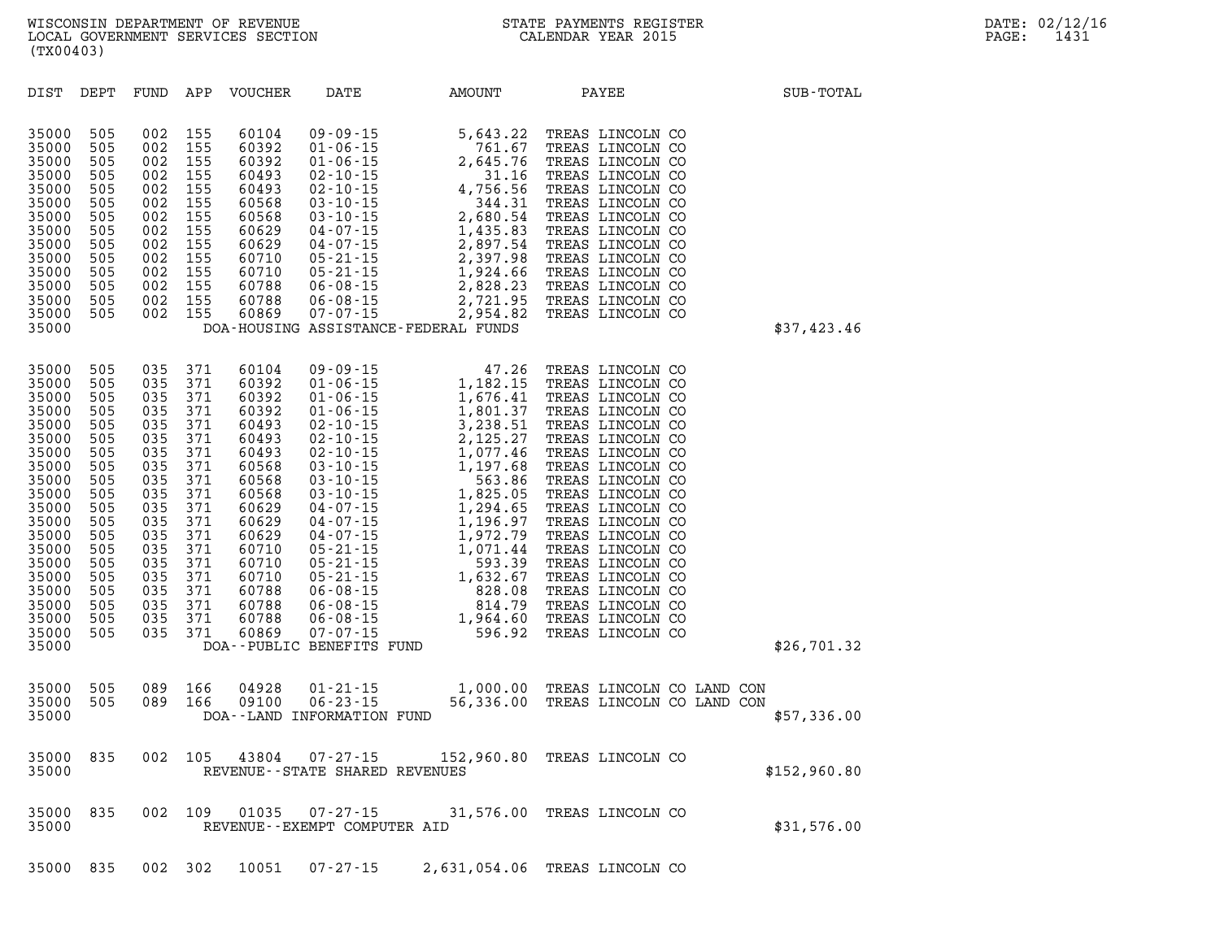| DIST | DEPT | FUND | APP | VOUCHER | DATE | AMOUNT | PAYEE | SUB-TOTAL |
|---|---|---|---|---|---|---|---|---|
| 35000 | 505 | 002 | 155 | 60104 | 09-09-15 | 5,643.22 | TREAS LINCOLN CO | |
| 35000 | 505 | 002 | 155 | 60392 | 01-06-15 | 761.67 | TREAS LINCOLN CO | |
| 35000 | 505 | 002 | 155 | 60392 | 01-06-15 | 2,645.76 | TREAS LINCOLN CO | |
| 35000 | 505 | 002 | 155 | 60493 | 02-10-15 | 31.16 | TREAS LINCOLN CO | |
| 35000 | 505 | 002 | 155 | 60493 | 02-10-15 | 4,756.56 | TREAS LINCOLN CO | |
| 35000 | 505 | 002 | 155 | 60568 | 03-10-15 | 344.31 | TREAS LINCOLN CO | |
| 35000 | 505 | 002 | 155 | 60568 | 03-10-15 | 2,680.54 | TREAS LINCOLN CO | |
| 35000 | 505 | 002 | 155 | 60629 | 04-07-15 | 1,435.83 | TREAS LINCOLN CO | |
| 35000 | 505 | 002 | 155 | 60629 | 04-07-15 | 2,897.54 | TREAS LINCOLN CO | |
| 35000 | 505 | 002 | 155 | 60710 | 05-21-15 | 2,397.98 | TREAS LINCOLN CO | |
| 35000 | 505 | 002 | 155 | 60710 | 05-21-15 | 1,924.66 | TREAS LINCOLN CO | |
| 35000 | 505 | 002 | 155 | 60788 | 06-08-15 | 2,828.23 | TREAS LINCOLN CO | |
| 35000 | 505 | 002 | 155 | 60788 | 06-08-15 | 2,721.95 | TREAS LINCOLN CO | |
| 35000 | 505 | 002 | 155 | 60869 | 07-07-15 | 2,954.82 | TREAS LINCOLN CO | |
| 35000 | | | | DOA-HOUSING ASSISTANCE-FEDERAL FUNDS | | | | $37,423.46 |
| 35000 | 505 | 035 | 371 | 60104 | 09-09-15 | 47.26 | TREAS LINCOLN CO | |
| 35000 | 505 | 035 | 371 | 60392 | 01-06-15 | 1,182.15 | TREAS LINCOLN CO | |
| 35000 | 505 | 035 | 371 | 60392 | 01-06-15 | 1,676.41 | TREAS LINCOLN CO | |
| 35000 | 505 | 035 | 371 | 60392 | 01-06-15 | 1,801.37 | TREAS LINCOLN CO | |
| 35000 | 505 | 035 | 371 | 60493 | 02-10-15 | 3,238.51 | TREAS LINCOLN CO | |
| 35000 | 505 | 035 | 371 | 60493 | 02-10-15 | 2,125.27 | TREAS LINCOLN CO | |
| 35000 | 505 | 035 | 371 | 60493 | 02-10-15 | 1,077.46 | TREAS LINCOLN CO | |
| 35000 | 505 | 035 | 371 | 60568 | 03-10-15 | 1,197.68 | TREAS LINCOLN CO | |
| 35000 | 505 | 035 | 371 | 60568 | 03-10-15 | 563.86 | TREAS LINCOLN CO | |
| 35000 | 505 | 035 | 371 | 60568 | 03-10-15 | 1,825.05 | TREAS LINCOLN CO | |
| 35000 | 505 | 035 | 371 | 60629 | 04-07-15 | 1,294.65 | TREAS LINCOLN CO | |
| 35000 | 505 | 035 | 371 | 60629 | 04-07-15 | 1,196.97 | TREAS LINCOLN CO | |
| 35000 | 505 | 035 | 371 | 60629 | 04-07-15 | 1,972.79 | TREAS LINCOLN CO | |
| 35000 | 505 | 035 | 371 | 60710 | 05-21-15 | 1,071.44 | TREAS LINCOLN CO | |
| 35000 | 505 | 035 | 371 | 60710 | 05-21-15 | 593.39 | TREAS LINCOLN CO | |
| 35000 | 505 | 035 | 371 | 60710 | 05-21-15 | 1,632.67 | TREAS LINCOLN CO | |
| 35000 | 505 | 035 | 371 | 60788 | 06-08-15 | 828.08 | TREAS LINCOLN CO | |
| 35000 | 505 | 035 | 371 | 60788 | 06-08-15 | 814.79 | TREAS LINCOLN CO | |
| 35000 | 505 | 035 | 371 | 60788 | 06-08-15 | 1,964.60 | TREAS LINCOLN CO | |
| 35000 | 505 | 035 | 371 | 60869 | 07-07-15 | 596.92 | TREAS LINCOLN CO | |
| 35000 | | | | DOA--PUBLIC BENEFITS FUND | | | | $26,701.32 |
| 35000 | 505 | 089 | 166 | 04928 | 01-21-15 | 1,000.00 | TREAS LINCOLN CO LAND CON | |
| 35000 | 505 | 089 | 166 | 09100 | 06-23-15 | 56,336.00 | TREAS LINCOLN CO LAND CON | |
| 35000 | | | | DOA--LAND INFORMATION FUND | | | | $57,336.00 |
| 35000 | 835 | 002 | 105 | 43804 | 07-27-15 | 152,960.80 | TREAS LINCOLN CO | |
| 35000 | | | | REVENUE--STATE SHARED REVENUES | | | | $152,960.80 |
| 35000 | 835 | 002 | 109 | 01035 | 07-27-15 | 31,576.00 | TREAS LINCOLN CO | |
| 35000 | | | | REVENUE--EXEMPT COMPUTER AID | | | | $31,576.00 |
| 35000 | 835 | 002 | 302 | 10051 | 07-27-15 | 2,631,054.06 | TREAS LINCOLN CO | |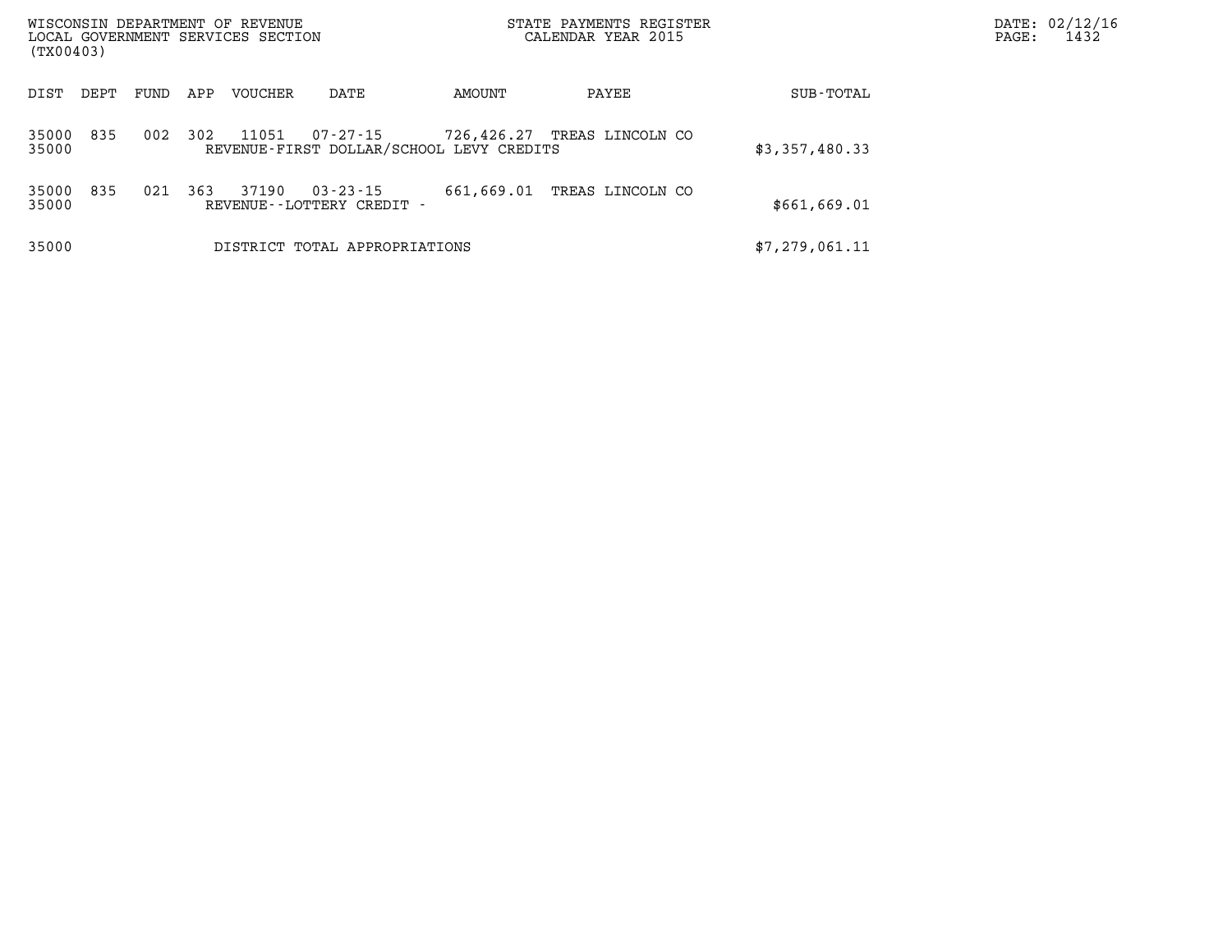WISCONSIN DEPARTMENT OF REVENUE
LOCAL GOVERNMENT SERVICES SECTION
(TX00403)

STATE PAYMENTS REGISTER
CALENDAR YEAR 2015

DATE: 02/12/16
PAGE: 1432

| DIST | DEPT | FUND | APP | VOUCHER | DATE | AMOUNT | PAYEE | SUB-TOTAL |
|---|---|---|---|---|---|---|---|---|
| 35000 | 835 | 002 | 302 | 11051 | 07-27-15 | 726,426.27 | TREAS LINCOLN CO | |
| 35000 | | | | REVENUE-FIRST DOLLAR/SCHOOL LEVY CREDITS | | | | $3,357,480.33 |
| 35000 | 835 | 021 | 363 | 37190 | 03-23-15 | 661,669.01 | TREAS LINCOLN CO | |
| 35000 | | | | REVENUE--LOTTERY CREDIT - | | | | $661,669.01 |
| 35000 | | | | DISTRICT TOTAL APPROPRIATIONS | | | | $7,279,061.11 |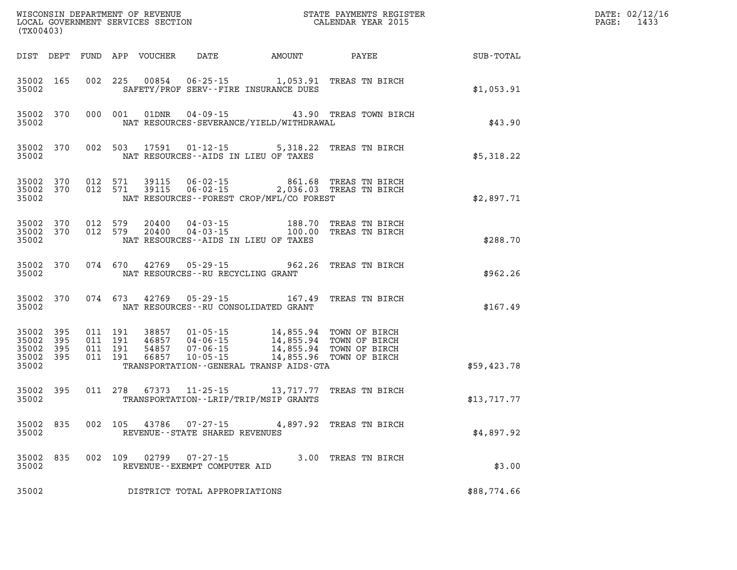| DIST | DEPT | FUND | APP | VOUCHER | DATE | AMOUNT | PAYEE | SUB-TOTAL |
|---|---|---|---|---|---|---|---|---|
| 35002 | 165 | 002 | 225 | 00854 | 06-25-15 | 1,053.91 | TREAS TN BIRCH | |
| 35002 | | | | SAFETY/PROF SERV--FIRE INSURANCE DUES | | | | $1,053.91 |
| 35002 | 370 | 000 | 001 | 01DNR | 04-09-15 | 43.90 | TREAS TOWN BIRCH | |
| 35002 | | | | NAT RESOURCES-SEVERANCE/YIELD/WITHDRAWAL | | | | $43.90 |
| 35002 | 370 | 002 | 503 | 17591 | 01-12-15 | 5,318.22 | TREAS TN BIRCH | |
| 35002 | | | | NAT RESOURCES--AIDS IN LIEU OF TAXES | | | | $5,318.22 |
| 35002 | 370 | 012 | 571 | 39115 | 06-02-15 | 861.68 | TREAS TN BIRCH | |
| 35002 | 370 | 012 | 571 | 39115 | 06-02-15 | 2,036.03 | TREAS TN BIRCH | |
| 35002 | | | | NAT RESOURCES--FOREST CROP/MFL/CO FOREST | | | | $2,897.71 |
| 35002 | 370 | 012 | 579 | 20400 | 04-03-15 | 188.70 | TREAS TN BIRCH | |
| 35002 | 370 | 012 | 579 | 20400 | 04-03-15 | 100.00 | TREAS TN BIRCH | |
| 35002 | | | | NAT RESOURCES--AIDS IN LIEU OF TAXES | | | | $288.70 |
| 35002 | 370 | 074 | 670 | 42769 | 05-29-15 | 962.26 | TREAS TN BIRCH | |
| 35002 | | | | NAT RESOURCES--RU RECYCLING GRANT | | | | $962.26 |
| 35002 | 370 | 074 | 673 | 42769 | 05-29-15 | 167.49 | TREAS TN BIRCH | |
| 35002 | | | | NAT RESOURCES--RU CONSOLIDATED GRANT | | | | $167.49 |
| 35002 | 395 | 011 | 191 | 38857 | 01-05-15 | 14,855.94 | TOWN OF BIRCH | |
| 35002 | 395 | 011 | 191 | 46857 | 04-06-15 | 14,855.94 | TOWN OF BIRCH | |
| 35002 | 395 | 011 | 191 | 54857 | 07-06-15 | 14,855.94 | TOWN OF BIRCH | |
| 35002 | 395 | 011 | 191 | 66857 | 10-05-15 | 14,855.96 | TOWN OF BIRCH | |
| 35002 | | | | TRANSPORTATION--GENERAL TRANSP AIDS-GTA | | | | $59,423.78 |
| 35002 | 395 | 011 | 278 | 67373 | 11-25-15 | 13,717.77 | TREAS TN BIRCH | |
| 35002 | | | | TRANSPORTATION--LRIP/TRIP/MSIP GRANTS | | | | $13,717.77 |
| 35002 | 835 | 002 | 105 | 43786 | 07-27-15 | 4,897.92 | TREAS TN BIRCH | |
| 35002 | | | | REVENUE--STATE SHARED REVENUES | | | | $4,897.92 |
| 35002 | 835 | 002 | 109 | 02799 | 07-27-15 | 3.00 | TREAS TN BIRCH | |
| 35002 | | | | REVENUE--EXEMPT COMPUTER AID | | | | $3.00 |
| 35002 | | | | DISTRICT TOTAL APPROPRIATIONS | | | | $88,774.66 |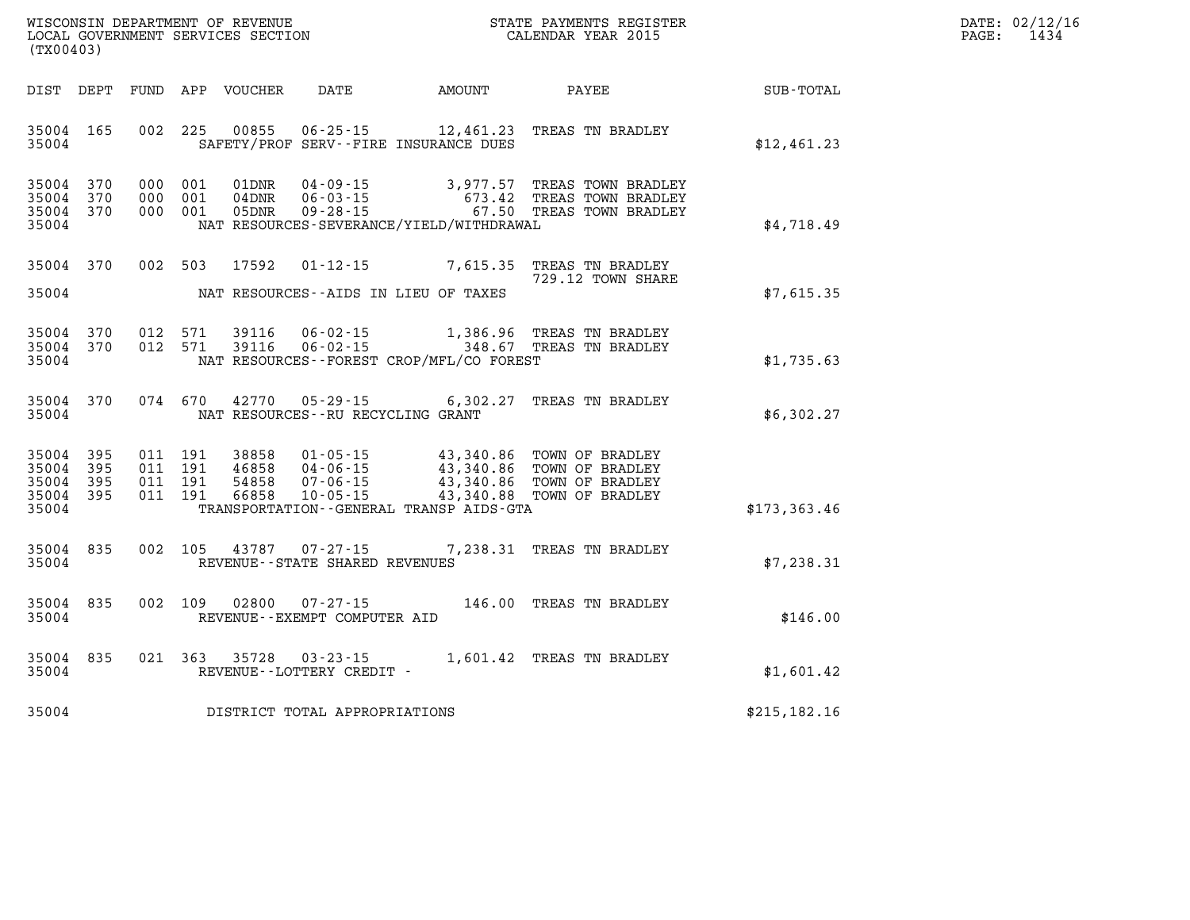WISCONSIN DEPARTMENT OF REVENUE
LOCAL GOVERNMENT SERVICES SECTION
(TX00403)

STATE PAYMENTS REGISTER
CALENDAR YEAR 2015

| DIST | DEPT | FUND | APP | VOUCHER | DATE | AMOUNT | PAYEE | SUB-TOTAL |
|---|---|---|---|---|---|---|---|---|
| 35004 | 165 | 002 | 225 | 00855 | 06-25-15 | 12,461.23 | TREAS TN BRADLEY | |
| 35004 | | | | | SAFETY/PROF SERV--FIRE INSURANCE DUES | | | $12,461.23 |
| 35004 | 370 | 000 | 001 | 01DNR | 04-09-15 | 3,977.57 | TREAS TOWN BRADLEY | |
| 35004 | 370 | 000 | 001 | 04DNR | 06-03-15 | 673.42 | TREAS TOWN BRADLEY | |
| 35004 | 370 | 000 | 001 | 05DNR | 09-28-15 | 67.50 | TREAS TOWN BRADLEY | |
| 35004 | | | | | NAT RESOURCES-SEVERANCE/YIELD/WITHDRAWAL | | | $4,718.49 |
| 35004 | 370 | 002 | 503 | 17592 | 01-12-15 | 7,615.35 | TREAS TN BRADLEY 729.12 TOWN SHARE | |
| 35004 | | | | | NAT RESOURCES--AIDS IN LIEU OF TAXES | | | $7,615.35 |
| 35004 | 370 | 012 | 571 | 39116 | 06-02-15 | 1,386.96 | TREAS TN BRADLEY | |
| 35004 | 370 | 012 | 571 | 39116 | 06-02-15 | 348.67 | TREAS TN BRADLEY | |
| 35004 | | | | | NAT RESOURCES--FOREST CROP/MFL/CO FOREST | | | $1,735.63 |
| 35004 | 370 | 074 | 670 | 42770 | 05-29-15 | 6,302.27 | TREAS TN BRADLEY | |
| 35004 | | | | | NAT RESOURCES--RU RECYCLING GRANT | | | $6,302.27 |
| 35004 | 395 | 011 | 191 | 38858 | 01-05-15 | 43,340.86 | TOWN OF BRADLEY | |
| 35004 | 395 | 011 | 191 | 46858 | 04-06-15 | 43,340.86 | TOWN OF BRADLEY | |
| 35004 | 395 | 011 | 191 | 54858 | 07-06-15 | 43,340.86 | TOWN OF BRADLEY | |
| 35004 | 395 | 011 | 191 | 66858 | 10-05-15 | 43,340.88 | TOWN OF BRADLEY | |
| 35004 | | | | | TRANSPORTATION--GENERAL TRANSP AIDS-GTA | | | $173,363.46 |
| 35004 | 835 | 002 | 105 | 43787 | 07-27-15 | 7,238.31 | TREAS TN BRADLEY | |
| 35004 | | | | | REVENUE--STATE SHARED REVENUES | | | $7,238.31 |
| 35004 | 835 | 002 | 109 | 02800 | 07-27-15 | 146.00 | TREAS TN BRADLEY | |
| 35004 | | | | | REVENUE--EXEMPT COMPUTER AID | | | $146.00 |
| 35004 | 835 | 021 | 363 | 35728 | 03-23-15 | 1,601.42 | TREAS TN BRADLEY | |
| 35004 | | | | | REVENUE--LOTTERY CREDIT - | | | $1,601.42 |
| 35004 | | | | | DISTRICT TOTAL APPROPRIATIONS | | | $215,182.16 |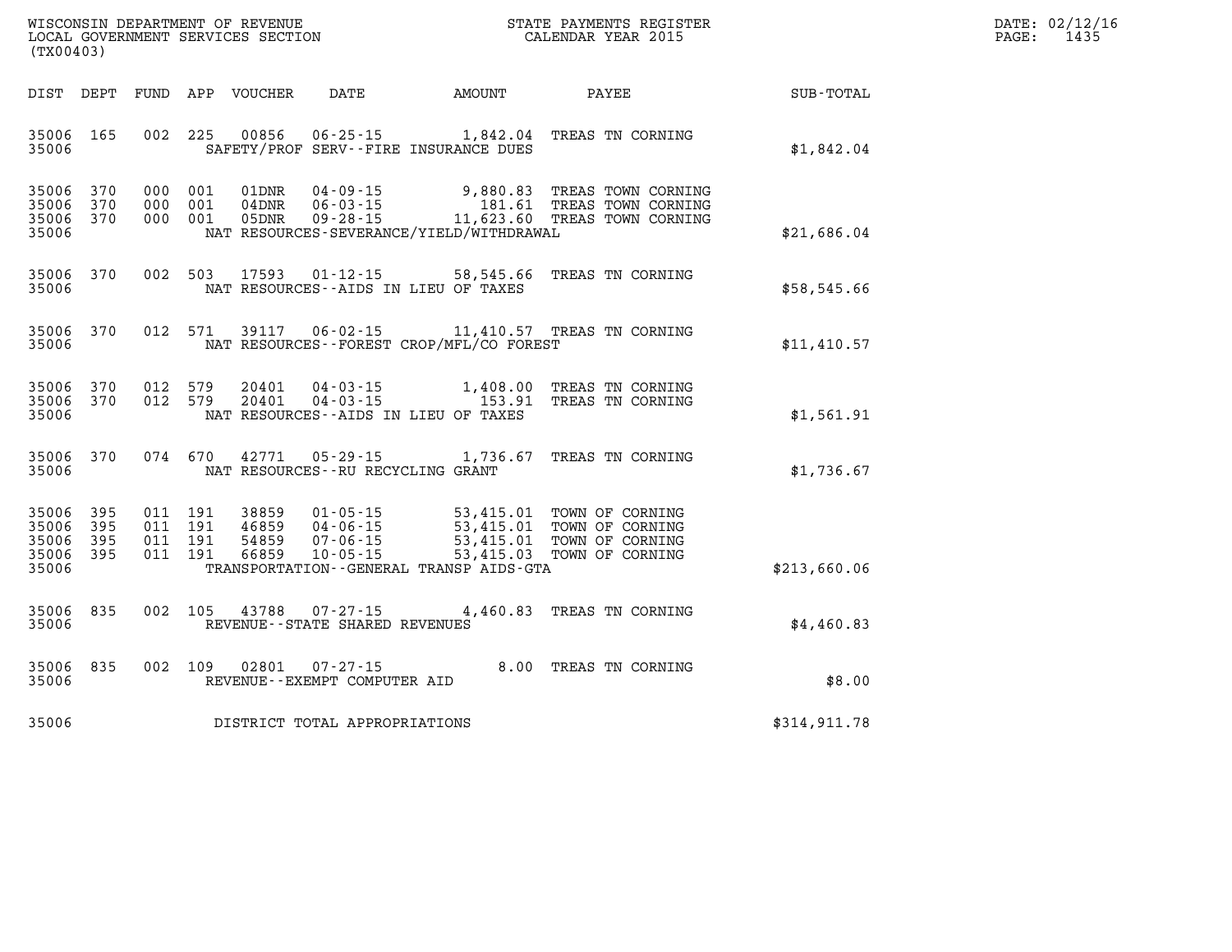WISCONSIN DEPARTMENT OF REVENUE
LOCAL GOVERNMENT SERVICES SECTION
(TX00403)

STATE PAYMENTS REGISTER
CALENDAR YEAR 2015

DATE: 02/12/16
PAGE: 1435

| DIST | DEPT | FUND | APP | VOUCHER | DATE | AMOUNT | PAYEE | SUB-TOTAL |
|---|---|---|---|---|---|---|---|---|
| 35006 | 165 | 002 | 225 | 00856 | 06-25-15 | 1,842.04 | TREAS TN CORNING | |
| 35006 | | | | | SAFETY/PROF SERV--FIRE INSURANCE DUES | | | $1,842.04 |
| 35006 | 370 | 000 | 001 | 01DNR | 04-09-15 | 9,880.83 | TREAS TOWN CORNING | |
| 35006 | 370 | 000 | 001 | 04DNR | 06-03-15 | 181.61 | TREAS TOWN CORNING | |
| 35006 | 370 | 000 | 001 | 05DNR | 09-28-15 | 11,623.60 | TREAS TOWN CORNING | |
| 35006 | | | | | NAT RESOURCES-SEVERANCE/YIELD/WITHDRAWAL | | | $21,686.04 |
| 35006 | 370 | 002 | 503 | 17593 | 01-12-15 | 58,545.66 | TREAS TN CORNING | |
| 35006 | | | | | NAT RESOURCES--AIDS IN LIEU OF TAXES | | | $58,545.66 |
| 35006 | 370 | 012 | 571 | 39117 | 06-02-15 | 11,410.57 | TREAS TN CORNING | |
| 35006 | | | | | NAT RESOURCES--FOREST CROP/MFL/CO FOREST | | | $11,410.57 |
| 35006 | 370 | 012 | 579 | 20401 | 04-03-15 | 1,408.00 | TREAS TN CORNING | |
| 35006 | 370 | 012 | 579 | 20401 | 04-03-15 | 153.91 | TREAS TN CORNING | |
| 35006 | | | | | NAT RESOURCES--AIDS IN LIEU OF TAXES | | | $1,561.91 |
| 35006 | 370 | 074 | 670 | 42771 | 05-29-15 | 1,736.67 | TREAS TN CORNING | |
| 35006 | | | | | NAT RESOURCES--RU RECYCLING GRANT | | | $1,736.67 |
| 35006 | 395 | 011 | 191 | 38859 | 01-05-15 | 53,415.01 | TOWN OF CORNING | |
| 35006 | 395 | 011 | 191 | 46859 | 04-06-15 | 53,415.01 | TOWN OF CORNING | |
| 35006 | 395 | 011 | 191 | 54859 | 07-06-15 | 53,415.01 | TOWN OF CORNING | |
| 35006 | 395 | 011 | 191 | 66859 | 10-05-15 | 53,415.03 | TOWN OF CORNING | |
| 35006 | | | | | TRANSPORTATION--GENERAL TRANSP AIDS-GTA | | | $213,660.06 |
| 35006 | 835 | 002 | 105 | 43788 | 07-27-15 | 4,460.83 | TREAS TN CORNING | |
| 35006 | | | | | REVENUE--STATE SHARED REVENUES | | | $4,460.83 |
| 35006 | 835 | 002 | 109 | 02801 | 07-27-15 | 8.00 | TREAS TN CORNING | |
| 35006 | | | | | REVENUE--EXEMPT COMPUTER AID | | | $8.00 |
| 35006 | | | | | DISTRICT TOTAL APPROPRIATIONS | | | $314,911.78 |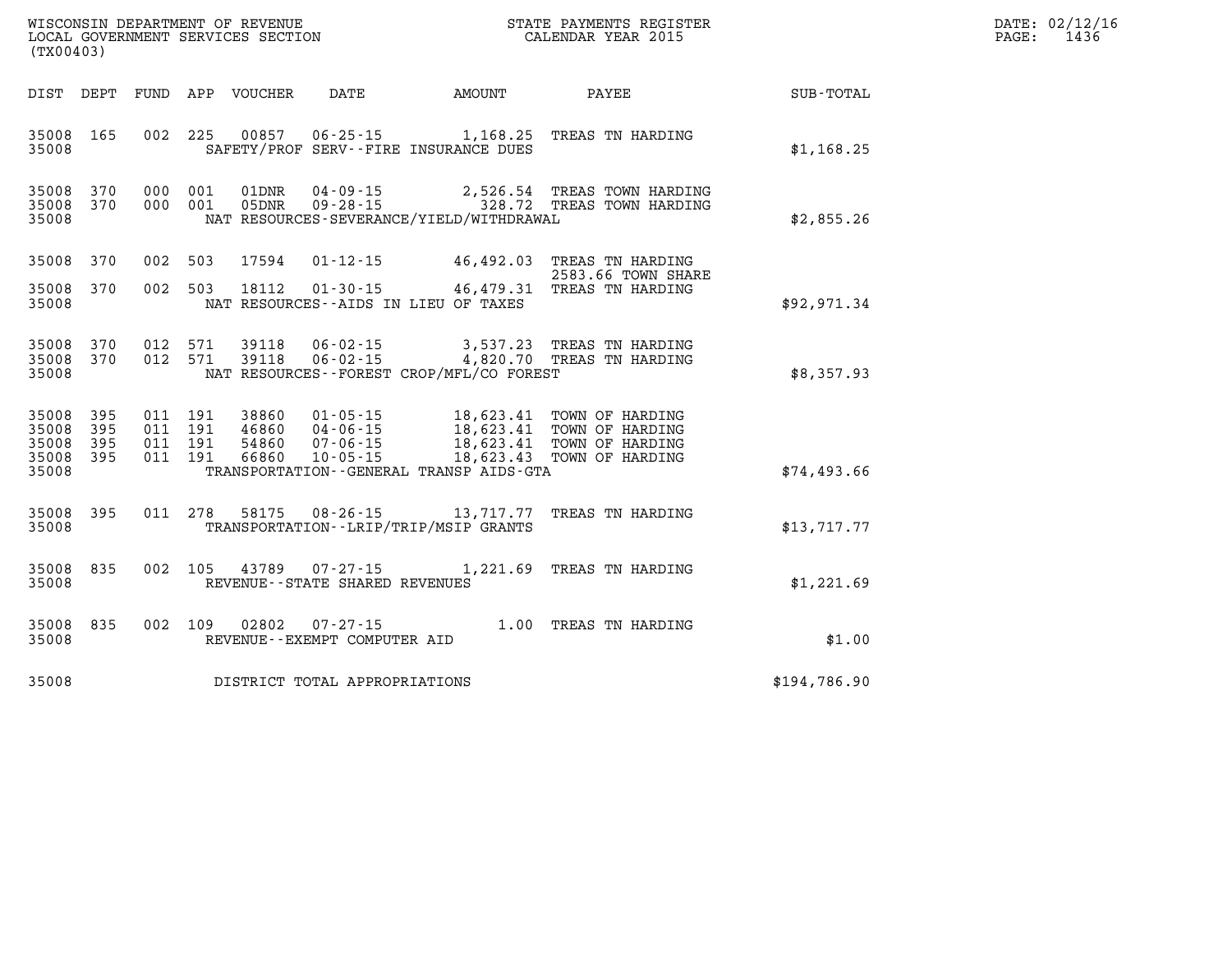WISCONSIN DEPARTMENT OF REVENUE
LOCAL GOVERNMENT SERVICES SECTION
(TX00403)

STATE PAYMENTS REGISTER
CALENDAR YEAR 2015

DATE: 02/12/16
PAGE: 1436

| DIST | DEPT | FUND | APP | VOUCHER | DATE | AMOUNT | PAYEE | SUB-TOTAL |
|---|---|---|---|---|---|---|---|---|
| 35008 | 165 | 002 | 225 | 00857 | 06-25-15 | 1,168.25 | TREAS TN HARDING | |
| 35008 | | | | | SAFETY/PROF SERV--FIRE INSURANCE DUES | | | $1,168.25 |
| 35008 | 370 | 000 | 001 | 01DNR | 04-09-15 | 2,526.54 | TREAS TOWN HARDING | |
| 35008 | 370 | 000 | 001 | 05DNR | 09-28-15 | 328.72 | TREAS TOWN HARDING | |
| 35008 | | | | | NAT RESOURCES-SEVERANCE/YIELD/WITHDRAWAL | | | $2,855.26 |
| 35008 | 370 | 002 | 503 | 17594 | 01-12-15 | 46,492.03 | TREAS TN HARDING 2583.66 TOWN SHARE | |
| 35008 | 370 | 002 | 503 | 18112 | 01-30-15 | 46,479.31 | TREAS TN HARDING | |
| 35008 | | | | | NAT RESOURCES--AIDS IN LIEU OF TAXES | | | $92,971.34 |
| 35008 | 370 | 012 | 571 | 39118 | 06-02-15 | 3,537.23 | TREAS TN HARDING | |
| 35008 | 370 | 012 | 571 | 39118 | 06-02-15 | 4,820.70 | TREAS TN HARDING | |
| 35008 | | | | | NAT RESOURCES--FOREST CROP/MFL/CO FOREST | | | $8,357.93 |
| 35008 | 395 | 011 | 191 | 38860 | 01-05-15 | 18,623.41 | TOWN OF HARDING | |
| 35008 | 395 | 011 | 191 | 46860 | 04-06-15 | 18,623.41 | TOWN OF HARDING | |
| 35008 | 395 | 011 | 191 | 54860 | 07-06-15 | 18,623.41 | TOWN OF HARDING | |
| 35008 | 395 | 011 | 191 | 66860 | 10-05-15 | 18,623.43 | TOWN OF HARDING | |
| 35008 | | | | | TRANSPORTATION--GENERAL TRANSP AIDS-GTA | | | $74,493.66 |
| 35008 | 395 | 011 | 278 | 58175 | 08-26-15 | 13,717.77 | TREAS TN HARDING | |
| 35008 | | | | | TRANSPORTATION--LRIP/TRIP/MSIP GRANTS | | | $13,717.77 |
| 35008 | 835 | 002 | 105 | 43789 | 07-27-15 | 1,221.69 | TREAS TN HARDING | |
| 35008 | | | | | REVENUE--STATE SHARED REVENUES | | | $1,221.69 |
| 35008 | 835 | 002 | 109 | 02802 | 07-27-15 | 1.00 | TREAS TN HARDING | |
| 35008 | | | | | REVENUE--EXEMPT COMPUTER AID | | | $1.00 |
| 35008 | | | | | DISTRICT TOTAL APPROPRIATIONS | | | $194,786.90 |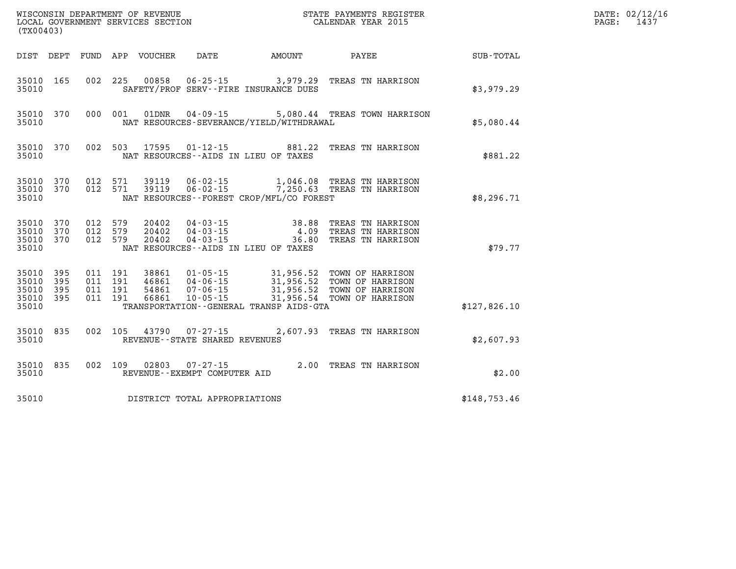WISCONSIN DEPARTMENT OF REVENUE
LOCAL GOVERNMENT SERVICES SECTION
(TX00403)

STATE PAYMENTS REGISTER
CALENDAR YEAR 2015

| DIST | DEPT | FUND | APP | VOUCHER | DATE | AMOUNT | PAYEE | SUB-TOTAL |
|---|---|---|---|---|---|---|---|---|
| 35010 | 165 | 002 | 225 | 00858 | 06-25-15 | 3,979.29 | TREAS TN HARRISON | |
| 35010 | | | | SAFETY/PROF SERV--FIRE INSURANCE DUES | | | | $3,979.29 |
| 35010 | 370 | 000 | 001 | 01DNR | 04-09-15 | 5,080.44 | TREAS TOWN HARRISON | |
| 35010 | | | | NAT RESOURCES-SEVERANCE/YIELD/WITHDRAWAL | | | | $5,080.44 |
| 35010 | 370 | 002 | 503 | 17595 | 01-12-15 | 881.22 | TREAS TN HARRISON | |
| 35010 | | | | NAT RESOURCES--AIDS IN LIEU OF TAXES | | | | $881.22 |
| 35010 | 370 | 012 | 571 | 39119 | 06-02-15 | 1,046.08 | TREAS TN HARRISON | |
| 35010 | 370 | 012 | 571 | 39119 | 06-02-15 | 7,250.63 | TREAS TN HARRISON | |
| 35010 | | | | NAT RESOURCES--FOREST CROP/MFL/CO FOREST | | | | $8,296.71 |
| 35010 | 370 | 012 | 579 | 20402 | 04-03-15 | 38.88 | TREAS TN HARRISON | |
| 35010 | 370 | 012 | 579 | 20402 | 04-03-15 | 4.09 | TREAS TN HARRISON | |
| 35010 | 370 | 012 | 579 | 20402 | 04-03-15 | 36.80 | TREAS TN HARRISON | |
| 35010 | | | | NAT RESOURCES--AIDS IN LIEU OF TAXES | | | | $79.77 |
| 35010 | 395 | 011 | 191 | 38861 | 01-05-15 | 31,956.52 | TOWN OF HARRISON | |
| 35010 | 395 | 011 | 191 | 46861 | 04-06-15 | 31,956.52 | TOWN OF HARRISON | |
| 35010 | 395 | 011 | 191 | 54861 | 07-06-15 | 31,956.52 | TOWN OF HARRISON | |
| 35010 | 395 | 011 | 191 | 66861 | 10-05-15 | 31,956.54 | TOWN OF HARRISON | |
| 35010 | | | | TRANSPORTATION--GENERAL TRANSP AIDS-GTA | | | | $127,826.10 |
| 35010 | 835 | 002 | 105 | 43790 | 07-27-15 | 2,607.93 | TREAS TN HARRISON | |
| 35010 | | | | REVENUE--STATE SHARED REVENUES | | | | $2,607.93 |
| 35010 | 835 | 002 | 109 | 02803 | 07-27-15 | 2.00 | TREAS TN HARRISON | |
| 35010 | | | | REVENUE--EXEMPT COMPUTER AID | | | | $2.00 |
| 35010 | | | | DISTRICT TOTAL APPROPRIATIONS | | | | $148,753.46 |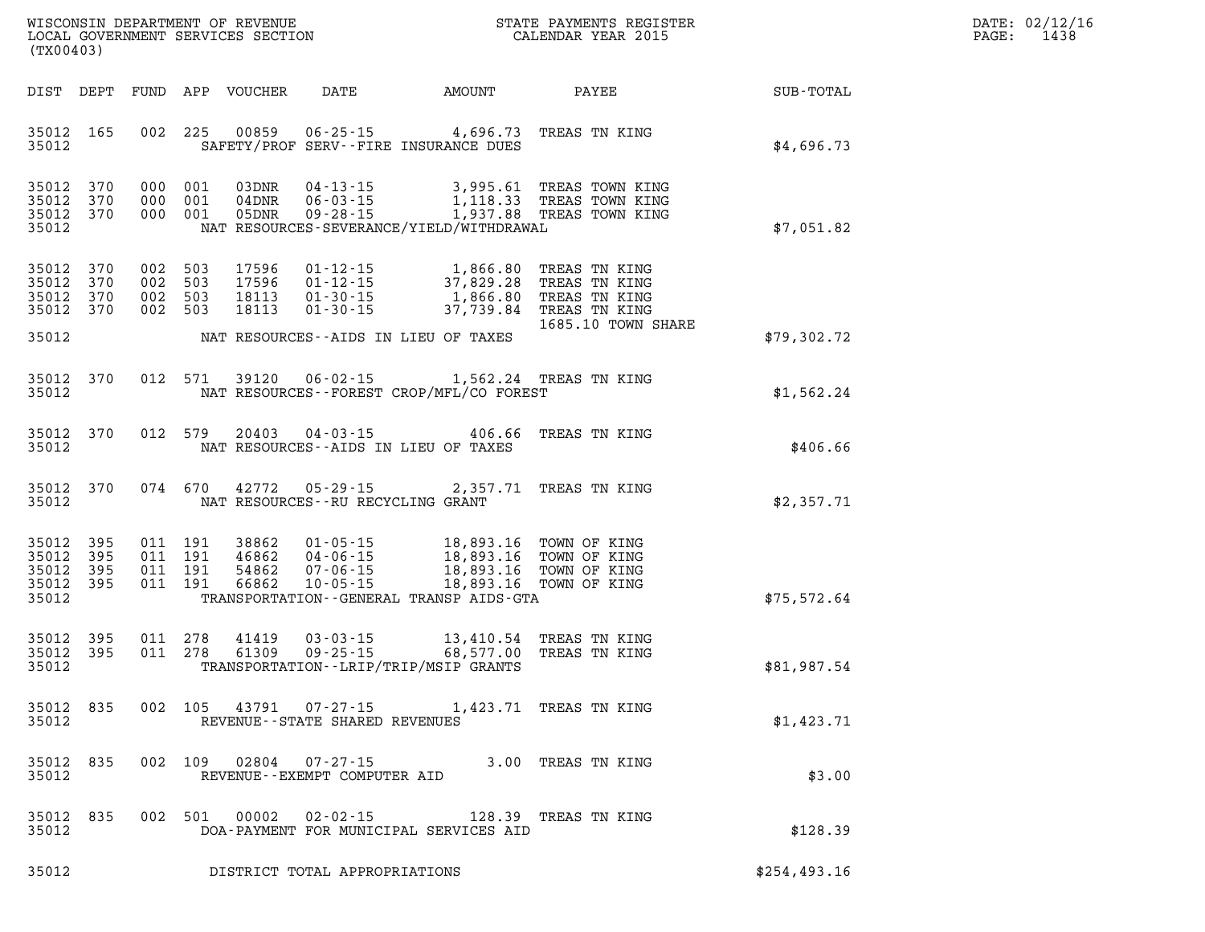WISCONSIN DEPARTMENT OF REVENUE
LOCAL GOVERNMENT SERVICES SECTION
(TX00403)

STATE PAYMENTS REGISTER
CALENDAR YEAR 2015

DATE: 02/12/16

| DIST | DEPT | FUND | APP | VOUCHER | DATE | AMOUNT | PAYEE | SUB-TOTAL |
|---|---|---|---|---|---|---|---|---|
| 35012 | 165 | 002 | 225 | 00859 | 06-25-15 | 4,696.73 | TREAS TN KING | |
| 35012 | | | | | SAFETY/PROF SERV--FIRE INSURANCE DUES | | | $4,696.73 |
| 35012 | 370 | 000 | 001 | 03DNR | 04-13-15 | 3,995.61 | TREAS TOWN KING | |
| 35012 | 370 | 000 | 001 | 04DNR | 06-03-15 | 1,118.33 | TREAS TOWN KING | |
| 35012 | 370 | 000 | 001 | 05DNR | 09-28-15 | 1,937.88 | TREAS TOWN KING | |
| 35012 | | | | | NAT RESOURCES-SEVERANCE/YIELD/WITHDRAWAL | | | $7,051.82 |
| 35012 | 370 | 002 | 503 | 17596 | 01-12-15 | 1,866.80 | TREAS TN KING | |
| 35012 | 370 | 002 | 503 | 17596 | 01-12-15 | 37,829.28 | TREAS TN KING | |
| 35012 | 370 | 002 | 503 | 18113 | 01-30-15 | 1,866.80 | TREAS TN KING | |
| 35012 | 370 | 002 | 503 | 18113 | 01-30-15 | 37,739.84 | TREAS TN KING | |
| | | | | | | | 1685.10 TOWN SHARE | |
| 35012 | | | | | NAT RESOURCES--AIDS IN LIEU OF TAXES | | | $79,302.72 |
| 35012 | 370 | 012 | 571 | 39120 | 06-02-15 | 1,562.24 | TREAS TN KING | |
| 35012 | | | | | NAT RESOURCES--FOREST CROP/MFL/CO FOREST | | | $1,562.24 |
| 35012 | 370 | 012 | 579 | 20403 | 04-03-15 | 406.66 | TREAS TN KING | |
| 35012 | | | | | NAT RESOURCES--AIDS IN LIEU OF TAXES | | | $406.66 |
| 35012 | 370 | 074 | 670 | 42772 | 05-29-15 | 2,357.71 | TREAS TN KING | |
| 35012 | | | | | NAT RESOURCES--RU RECYCLING GRANT | | | $2,357.71 |
| 35012 | 395 | 011 | 191 | 38862 | 01-05-15 | 18,893.16 | TOWN OF KING | |
| 35012 | 395 | 011 | 191 | 46862 | 04-06-15 | 18,893.16 | TOWN OF KING | |
| 35012 | 395 | 011 | 191 | 54862 | 07-06-15 | 18,893.16 | TOWN OF KING | |
| 35012 | 395 | 011 | 191 | 66862 | 10-05-15 | 18,893.16 | TOWN OF KING | |
| 35012 | | | | | TRANSPORTATION--GENERAL TRANSP AIDS-GTA | | | $75,572.64 |
| 35012 | 395 | 011 | 278 | 41419 | 03-03-15 | 13,410.54 | TREAS TN KING | |
| 35012 | 395 | 011 | 278 | 61309 | 09-25-15 | 68,577.00 | TREAS TN KING | |
| 35012 | | | | | TRANSPORTATION--LRIP/TRIP/MSIP GRANTS | | | $81,987.54 |
| 35012 | 835 | 002 | 105 | 43791 | 07-27-15 | 1,423.71 | TREAS TN KING | |
| 35012 | | | | | REVENUE--STATE SHARED REVENUES | | | $1,423.71 |
| 35012 | 835 | 002 | 109 | 02804 | 07-27-15 | 3.00 | TREAS TN KING | |
| 35012 | | | | | REVENUE--EXEMPT COMPUTER AID | | | $3.00 |
| 35012 | 835 | 002 | 501 | 00002 | 02-02-15 | 128.39 | TREAS TN KING | |
| 35012 | | | | | DOA-PAYMENT FOR MUNICIPAL SERVICES AID | | | $128.39 |
| 35012 | | | | | DISTRICT TOTAL APPROPRIATIONS | | | $254,493.16 |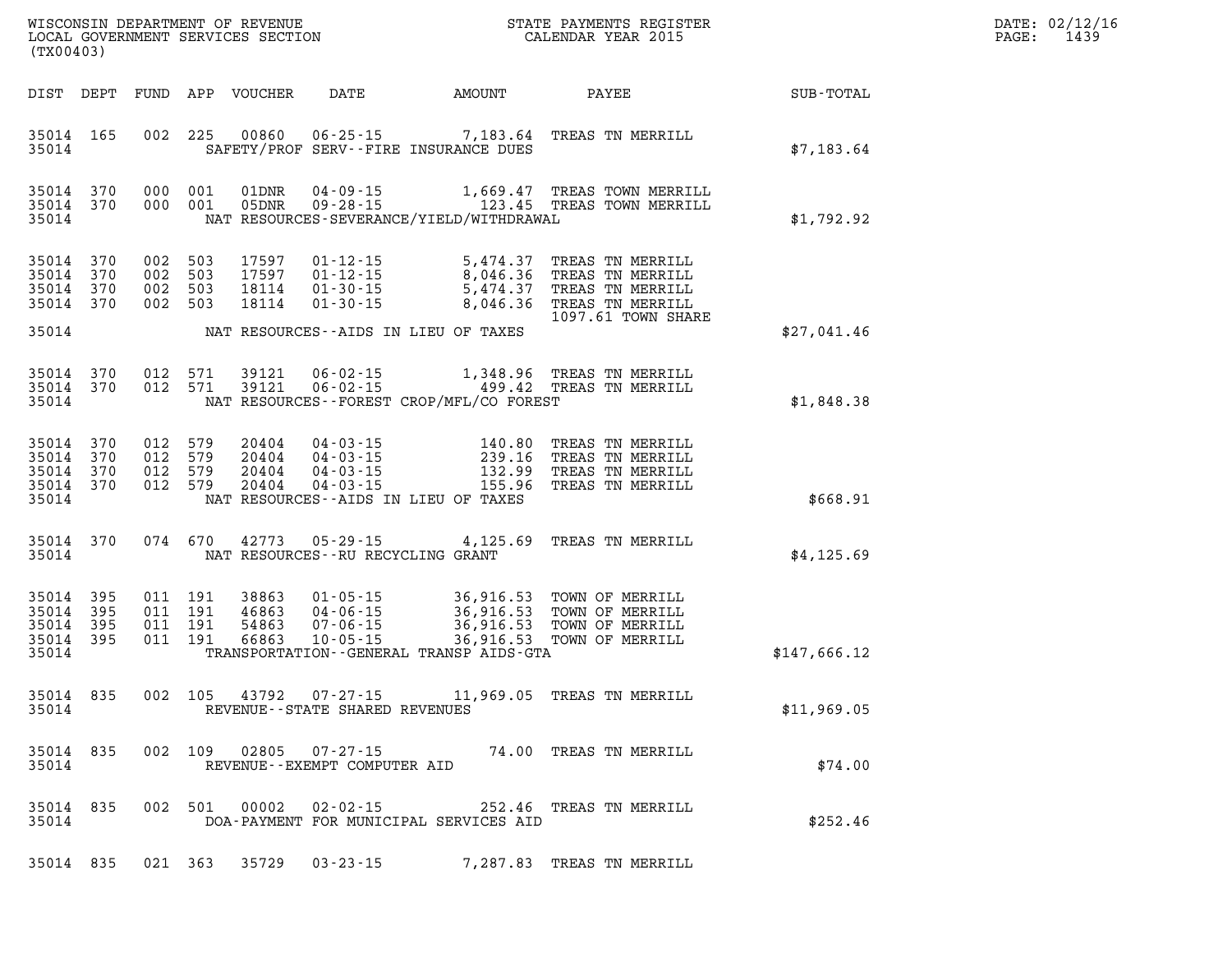WISCONSIN DEPARTMENT OF REVENUE
LOCAL GOVERNMENT SERVICES SECTION
(TX00403)

STATE PAYMENTS REGISTER
CALENDAR YEAR 2015

DATE: 02/12/16
PAGE: 1439

| DIST | DEPT | FUND | APP | VOUCHER | DATE | AMOUNT | PAYEE | SUB-TOTAL |
|---|---|---|---|---|---|---|---|---|
| 35014 | 165 | 002 | 225 | 00860 | 06-25-15 | 7,183.64 | TREAS TN MERRILL | |
| 35014 | | | | | SAFETY/PROF SERV--FIRE INSURANCE DUES | | | $7,183.64 |
| 35014 | 370 | 000 | 001 | 01DNR | 04-09-15 | 1,669.47 | TREAS TOWN MERRILL | |
| 35014 | 370 | 000 | 001 | 05DNR | 09-28-15 | 123.45 | TREAS TOWN MERRILL | |
| 35014 | | | | | NAT RESOURCES-SEVERANCE/YIELD/WITHDRAWAL | | | $1,792.92 |
| 35014 | 370 | 002 | 503 | 17597 | 01-12-15 | 5,474.37 | TREAS TN MERRILL | |
| 35014 | 370 | 002 | 503 | 17597 | 01-12-15 | 8,046.36 | TREAS TN MERRILL | |
| 35014 | 370 | 002 | 503 | 18114 | 01-30-15 | 5,474.37 | TREAS TN MERRILL | |
| 35014 | 370 | 002 | 503 | 18114 | 01-30-15 | 8,046.36 | TREAS TN MERRILL<br>1097.61 TOWN SHARE | |
| 35014 | | | | | NAT RESOURCES--AIDS IN LIEU OF TAXES | | | $27,041.46 |
| 35014 | 370 | 012 | 571 | 39121 | 06-02-15 | 1,348.96 | TREAS TN MERRILL | |
| 35014 | 370 | 012 | 571 | 39121 | 06-02-15 | 499.42 | TREAS TN MERRILL | |
| 35014 | | | | | NAT RESOURCES--FOREST CROP/MFL/CO FOREST | | | $1,848.38 |
| 35014 | 370 | 012 | 579 | 20404 | 04-03-15 | 140.80 | TREAS TN MERRILL | |
| 35014 | 370 | 012 | 579 | 20404 | 04-03-15 | 239.16 | TREAS TN MERRILL | |
| 35014 | 370 | 012 | 579 | 20404 | 04-03-15 | 132.99 | TREAS TN MERRILL | |
| 35014 | 370 | 012 | 579 | 20404 | 04-03-15 | 155.96 | TREAS TN MERRILL | |
| 35014 | | | | | NAT RESOURCES--AIDS IN LIEU OF TAXES | | | $668.91 |
| 35014 | 370 | 074 | 670 | 42773 | 05-29-15 | 4,125.69 | TREAS TN MERRILL | |
| 35014 | | | | | NAT RESOURCES--RU RECYCLING GRANT | | | $4,125.69 |
| 35014 | 395 | 011 | 191 | 38863 | 01-05-15 | 36,916.53 | TOWN OF MERRILL | |
| 35014 | 395 | 011 | 191 | 46863 | 04-06-15 | 36,916.53 | TOWN OF MERRILL | |
| 35014 | 395 | 011 | 191 | 54863 | 07-06-15 | 36,916.53 | TOWN OF MERRILL | |
| 35014 | 395 | 011 | 191 | 66863 | 10-05-15 | 36,916.53 | TOWN OF MERRILL | |
| 35014 | | | | | TRANSPORTATION--GENERAL TRANSP AIDS-GTA | | | $147,666.12 |
| 35014 | 835 | 002 | 105 | 43792 | 07-27-15 | 11,969.05 | TREAS TN MERRILL | |
| 35014 | | | | | REVENUE--STATE SHARED REVENUES | | | $11,969.05 |
| 35014 | 835 | 002 | 109 | 02805 | 07-27-15 | 74.00 | TREAS TN MERRILL | |
| 35014 | | | | | REVENUE--EXEMPT COMPUTER AID | | | $74.00 |
| 35014 | 835 | 002 | 501 | 00002 | 02-02-15 | 252.46 | TREAS TN MERRILL | |
| 35014 | | | | | DOA-PAYMENT FOR MUNICIPAL SERVICES AID | | | $252.46 |
| 35014 | 835 | 021 | 363 | 35729 | 03-23-15 | 7,287.83 | TREAS TN MERRILL | |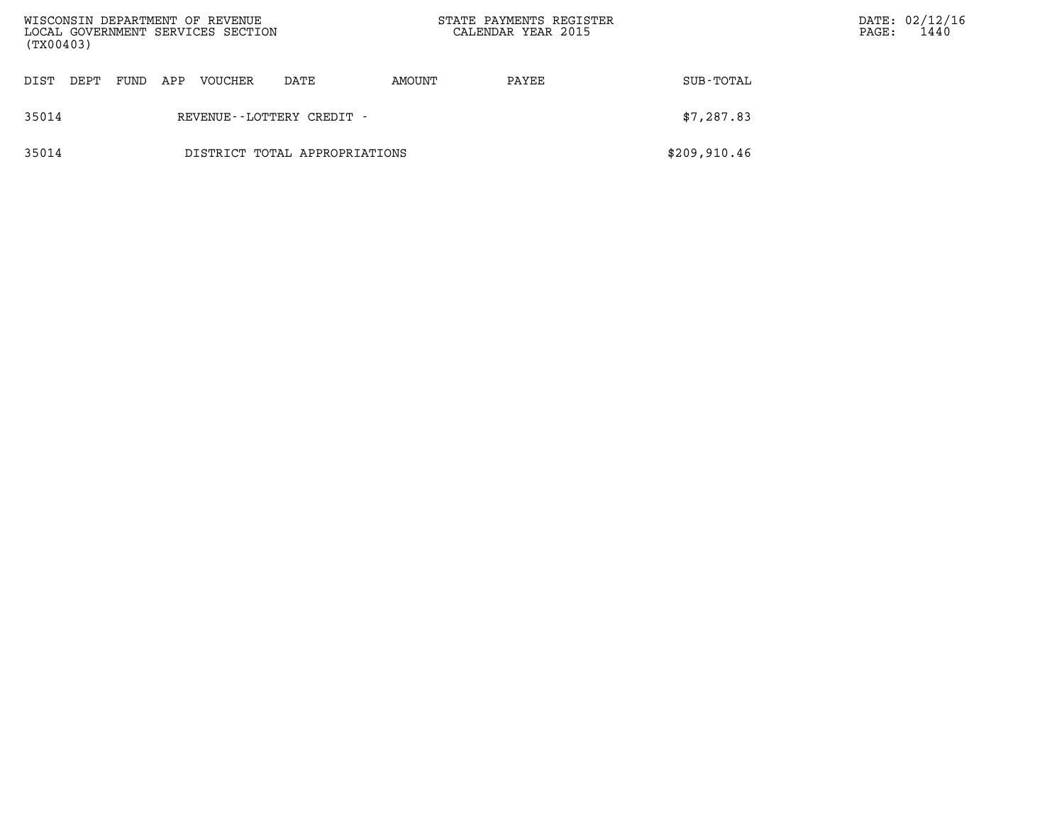| DIST | DEPT | FUND | APP | VOUCHER | DATE | AMOUNT | PAYEE | SUB-TOTAL |
|---|---|---|---|---|---|---|---|---|
| 35014 | | | | REVENUE--LOTTERY CREDIT - | | | | $7,287.83 |
| 35014 | | | | DISTRICT TOTAL APPROPRIATIONS | | | | $209,910.46 |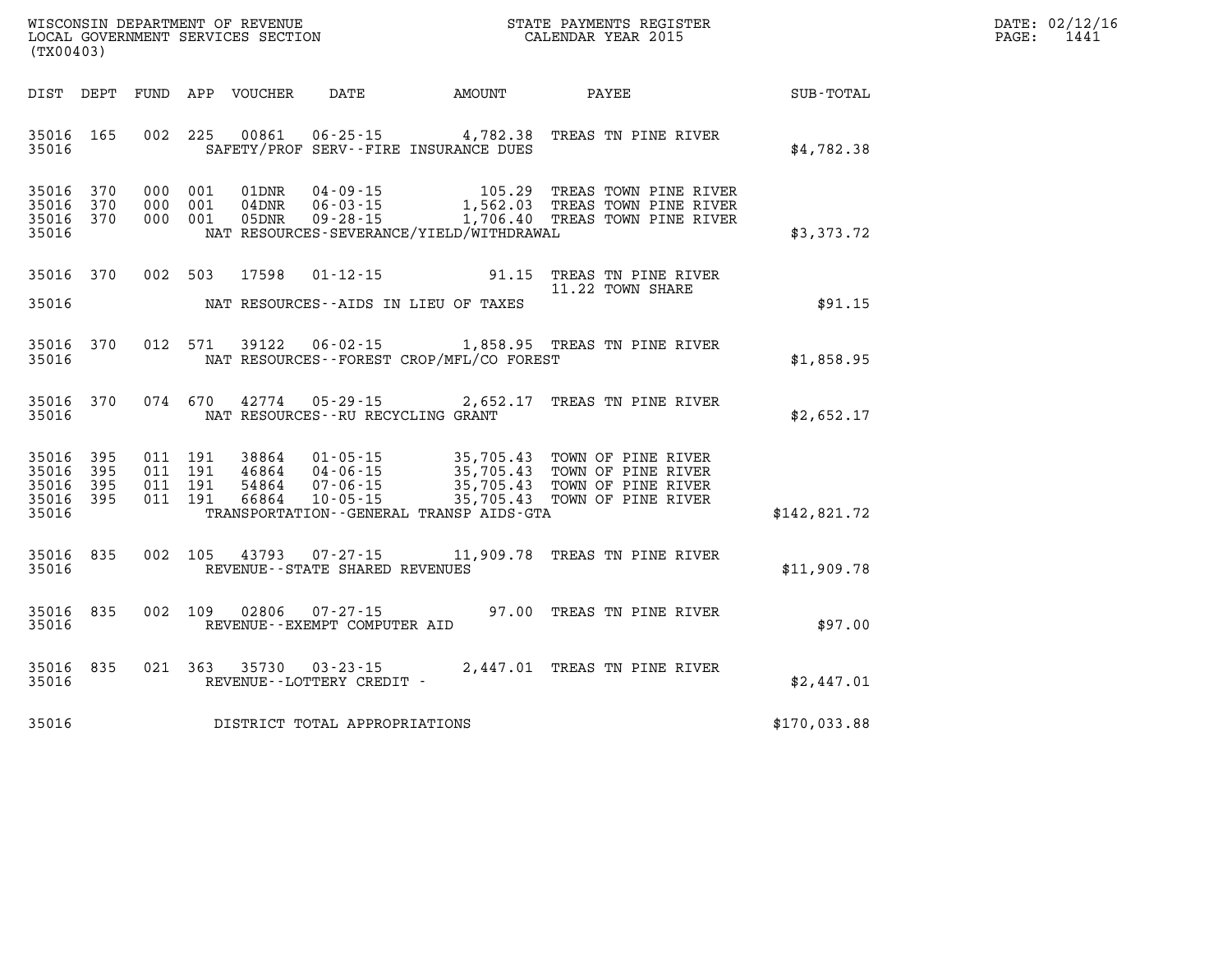WISCONSIN DEPARTMENT OF REVENUE
LOCAL GOVERNMENT SERVICES SECTION
(TX00403)

STATE PAYMENTS REGISTER
CALENDAR YEAR 2015

DATE: 02/12/16

| DIST | DEPT | FUND | APP | VOUCHER | DATE | AMOUNT | PAYEE | SUB-TOTAL |
|---|---|---|---|---|---|---|---|---|
| 35016 | 165 | 002 | 225 | 00861 | 06-25-15 | 4,782.38 | TREAS TN PINE RIVER | |
| 35016 | | | | | SAFETY/PROF SERV--FIRE INSURANCE DUES | | | $4,782.38 |
| 35016 | 370 | 000 | 001 | 01DNR | 04-09-15 | 105.29 | TREAS TOWN PINE RIVER | |
| 35016 | 370 | 000 | 001 | 04DNR | 06-03-15 | 1,562.03 | TREAS TOWN PINE RIVER | |
| 35016 | 370 | 000 | 001 | 05DNR | 09-28-15 | 1,706.40 | TREAS TOWN PINE RIVER | |
| 35016 | | | | | NAT RESOURCES-SEVERANCE/YIELD/WITHDRAWAL | | | $3,373.72 |
| 35016 | 370 | 002 | 503 | 17598 | 01-12-15 | 91.15 | TREAS TN PINE RIVER | |
| | | | | | | | 11.22 TOWN SHARE | |
| 35016 | | | | | NAT RESOURCES--AIDS IN LIEU OF TAXES | | | $91.15 |
| 35016 | 370 | 012 | 571 | 39122 | 06-02-15 | 1,858.95 | TREAS TN PINE RIVER | |
| 35016 | | | | | NAT RESOURCES--FOREST CROP/MFL/CO FOREST | | | $1,858.95 |
| 35016 | 370 | 074 | 670 | 42774 | 05-29-15 | 2,652.17 | TREAS TN PINE RIVER | |
| 35016 | | | | | NAT RESOURCES--RU RECYCLING GRANT | | | $2,652.17 |
| 35016 | 395 | 011 | 191 | 38864 | 01-05-15 | 35,705.43 | TOWN OF PINE RIVER | |
| 35016 | 395 | 011 | 191 | 46864 | 04-06-15 | 35,705.43 | TOWN OF PINE RIVER | |
| 35016 | 395 | 011 | 191 | 54864 | 07-06-15 | 35,705.43 | TOWN OF PINE RIVER | |
| 35016 | 395 | 011 | 191 | 66864 | 10-05-15 | 35,705.43 | TOWN OF PINE RIVER | |
| 35016 | | | | | TRANSPORTATION--GENERAL TRANSP AIDS-GTA | | | $142,821.72 |
| 35016 | 835 | 002 | 105 | 43793 | 07-27-15 | 11,909.78 | TREAS TN PINE RIVER | |
| 35016 | | | | | REVENUE--STATE SHARED REVENUES | | | $11,909.78 |
| 35016 | 835 | 002 | 109 | 02806 | 07-27-15 | 97.00 | TREAS TN PINE RIVER | |
| 35016 | | | | | REVENUE--EXEMPT COMPUTER AID | | | $97.00 |
| 35016 | 835 | 021 | 363 | 35730 | 03-23-15 | 2,447.01 | TREAS TN PINE RIVER | |
| 35016 | | | | | REVENUE--LOTTERY CREDIT - | | | $2,447.01 |
| 35016 | | | | | DISTRICT TOTAL APPROPRIATIONS | | | $170,033.88 |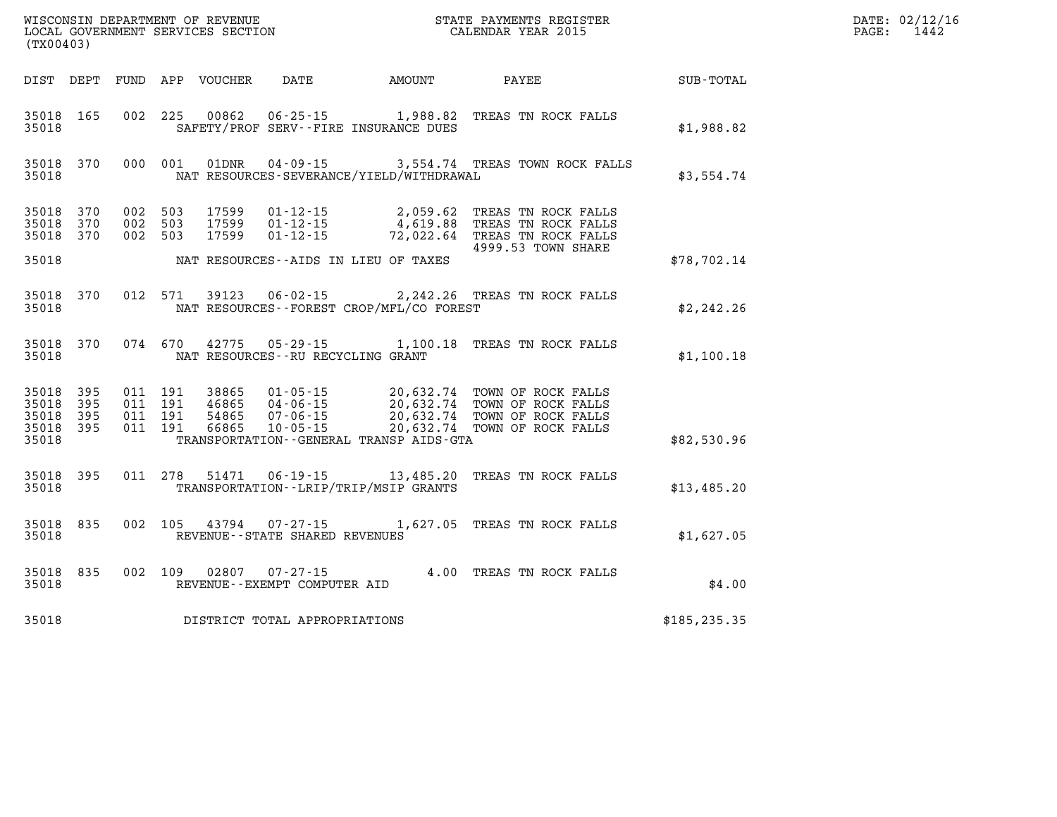WISCONSIN DEPARTMENT OF REVENUE
LOCAL GOVERNMENT SERVICES SECTION
(TX00403)

STATE PAYMENTS REGISTER
CALENDAR YEAR 2015

DATE: 02/12/16

| DIST | DEPT | FUND | APP | VOUCHER | DATE | AMOUNT | PAYEE | SUB-TOTAL |
|---|---|---|---|---|---|---|---|---|
| 35018 | 165 | 002 | 225 | 00862 | 06-25-15 | 1,988.82 | TREAS TN ROCK FALLS | |
| 35018 | | | | | SAFETY/PROF SERV--FIRE INSURANCE DUES | | | $1,988.82 |
| 35018 | 370 | 000 | 001 | 01DNR | 04-09-15 | 3,554.74 | TREAS TOWN ROCK FALLS | |
| 35018 | | | | | NAT RESOURCES-SEVERANCE/YIELD/WITHDRAWAL | | | $3,554.74 |
| 35018 | 370 | 002 | 503 | 17599 | 01-12-15 | 2,059.62 | TREAS TN ROCK FALLS | |
| 35018 | 370 | 002 | 503 | 17599 | 01-12-15 | 4,619.88 | TREAS TN ROCK FALLS | |
| 35018 | 370 | 002 | 503 | 17599 | 01-12-15 | 72,022.64 | TREAS TN ROCK FALLS 4999.53 TOWN SHARE | |
| 35018 | | | | | NAT RESOURCES--AIDS IN LIEU OF TAXES | | | $78,702.14 |
| 35018 | 370 | 012 | 571 | 39123 | 06-02-15 | 2,242.26 | TREAS TN ROCK FALLS | |
| 35018 | | | | | NAT RESOURCES--FOREST CROP/MFL/CO FOREST | | | $2,242.26 |
| 35018 | 370 | 074 | 670 | 42775 | 05-29-15 | 1,100.18 | TREAS TN ROCK FALLS | |
| 35018 | | | | | NAT RESOURCES--RU RECYCLING GRANT | | | $1,100.18 |
| 35018 | 395 | 011 | 191 | 38865 | 01-05-15 | 20,632.74 | TOWN OF ROCK FALLS | |
| 35018 | 395 | 011 | 191 | 46865 | 04-06-15 | 20,632.74 | TOWN OF ROCK FALLS | |
| 35018 | 395 | 011 | 191 | 54865 | 07-06-15 | 20,632.74 | TOWN OF ROCK FALLS | |
| 35018 | 395 | 011 | 191 | 66865 | 10-05-15 | 20,632.74 | TOWN OF ROCK FALLS | |
| 35018 | | | | | TRANSPORTATION--GENERAL TRANSP AIDS-GTA | | | $82,530.96 |
| 35018 | 395 | 011 | 278 | 51471 | 06-19-15 | 13,485.20 | TREAS TN ROCK FALLS | |
| 35018 | | | | | TRANSPORTATION--LRIP/TRIP/MSIP GRANTS | | | $13,485.20 |
| 35018 | 835 | 002 | 105 | 43794 | 07-27-15 | 1,627.05 | TREAS TN ROCK FALLS | |
| 35018 | | | | | REVENUE--STATE SHARED REVENUES | | | $1,627.05 |
| 35018 | 835 | 002 | 109 | 02807 | 07-27-15 | 4.00 | TREAS TN ROCK FALLS | |
| 35018 | | | | | REVENUE--EXEMPT COMPUTER AID | | | $4.00 |
| 35018 | | | | | DISTRICT TOTAL APPROPRIATIONS | | | $185,235.35 |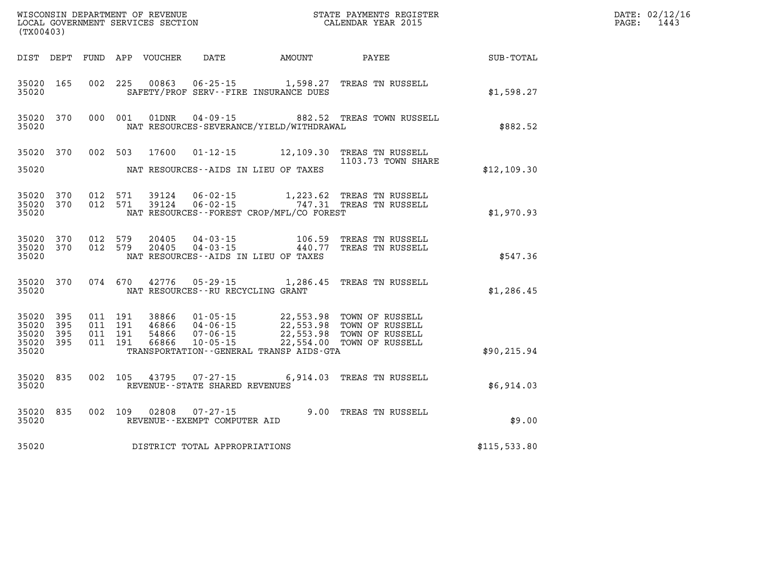WISCONSIN DEPARTMENT OF REVENUE
LOCAL GOVERNMENT SERVICES SECTION
(TX00403)

STATE PAYMENTS REGISTER
CALENDAR YEAR 2015

DATE: 02/12/16

| DIST | DEPT | FUND | APP | VOUCHER | DATE | AMOUNT | PAYEE | SUB-TOTAL |
|---|---|---|---|---|---|---|---|---|
| 35020 | 165 | 002 | 225 | 00863 | 06-25-15 | 1,598.27 | TREAS TN RUSSELL | |
| 35020 | | | | | SAFETY/PROF SERV--FIRE INSURANCE DUES | | | $1,598.27 |
| 35020 | 370 | 000 | 001 | 01DNR | 04-09-15 | 882.52 | TREAS TOWN RUSSELL | |
| 35020 | | | | | NAT RESOURCES-SEVERANCE/YIELD/WITHDRAWAL | | | $882.52 |
| 35020 | 370 | 002 | 503 | 17600 | 01-12-15 | 12,109.30 | TREAS TN RUSSELL 1103.73 TOWN SHARE | |
| 35020 | | | | | NAT RESOURCES--AIDS IN LIEU OF TAXES | | | $12,109.30 |
| 35020 | 370 | 012 | 571 | 39124 | 06-02-15 | 1,223.62 | TREAS TN RUSSELL | |
| 35020 | 370 | 012 | 571 | 39124 | 06-02-15 | 747.31 | TREAS TN RUSSELL | |
| 35020 | | | | | NAT RESOURCES--FOREST CROP/MFL/CO FOREST | | | $1,970.93 |
| 35020 | 370 | 012 | 579 | 20405 | 04-03-15 | 106.59 | TREAS TN RUSSELL | |
| 35020 | 370 | 012 | 579 | 20405 | 04-03-15 | 440.77 | TREAS TN RUSSELL | |
| 35020 | | | | | NAT RESOURCES--AIDS IN LIEU OF TAXES | | | $547.36 |
| 35020 | 370 | 074 | 670 | 42776 | 05-29-15 | 1,286.45 | TREAS TN RUSSELL | |
| 35020 | | | | | NAT RESOURCES--RU RECYCLING GRANT | | | $1,286.45 |
| 35020 | 395 | 011 | 191 | 38866 | 01-05-15 | 22,553.98 | TOWN OF RUSSELL | |
| 35020 | 395 | 011 | 191 | 46866 | 04-06-15 | 22,553.98 | TOWN OF RUSSELL | |
| 35020 | 395 | 011 | 191 | 54866 | 07-06-15 | 22,553.98 | TOWN OF RUSSELL | |
| 35020 | 395 | 011 | 191 | 66866 | 10-05-15 | 22,554.00 | TOWN OF RUSSELL | |
| 35020 | | | | | TRANSPORTATION--GENERAL TRANSP AIDS-GTA | | | $90,215.94 |
| 35020 | 835 | 002 | 105 | 43795 | 07-27-15 | 6,914.03 | TREAS TN RUSSELL | |
| 35020 | | | | | REVENUE--STATE SHARED REVENUES | | | $6,914.03 |
| 35020 | 835 | 002 | 109 | 02808 | 07-27-15 | 9.00 | TREAS TN RUSSELL | |
| 35020 | | | | | REVENUE--EXEMPT COMPUTER AID | | | $9.00 |
| 35020 | | | | | DISTRICT TOTAL APPROPRIATIONS | | | $115,533.80 |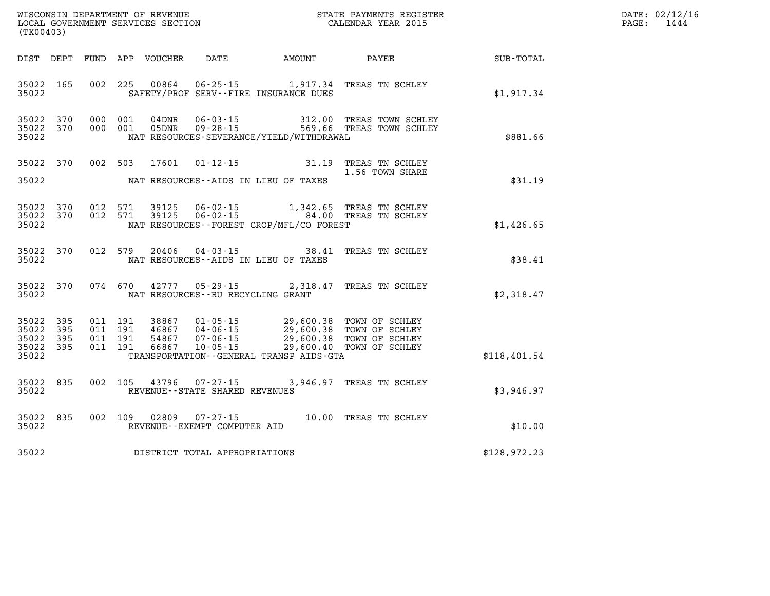WISCONSIN DEPARTMENT OF REVENUE
LOCAL GOVERNMENT SERVICES SECTION
(TX00403)

STATE PAYMENTS REGISTER
CALENDAR YEAR 2015

DATE: 02/12/16

| DIST | DEPT | FUND | APP | VOUCHER | DATE | AMOUNT | PAYEE | SUB-TOTAL |
|---|---|---|---|---|---|---|---|---|
| 35022 | 165 | 002 | 225 | 00864 | 06-25-15 | 1,917.34 | TREAS TN SCHLEY | |
| 35022 | | | | | SAFETY/PROF SERV--FIRE INSURANCE DUES | | | $1,917.34 |
| 35022 | 370 | 000 | 001 | 04DNR | 06-03-15 | 312.00 | TREAS TOWN SCHLEY | |
| 35022 | 370 | 000 | 001 | 05DNR | 09-28-15 | 569.66 | TREAS TOWN SCHLEY | |
| 35022 | | | | | NAT RESOURCES-SEVERANCE/YIELD/WITHDRAWAL | | | $881.66 |
| 35022 | 370 | 002 | 503 | 17601 | 01-12-15 | 31.19 | TREAS TN SCHLEY 1.56 TOWN SHARE | |
| 35022 | | | | | NAT RESOURCES--AIDS IN LIEU OF TAXES | | | $31.19 |
| 35022 | 370 | 012 | 571 | 39125 | 06-02-15 | 1,342.65 | TREAS TN SCHLEY | |
| 35022 | 370 | 012 | 571 | 39125 | 06-02-15 | 84.00 | TREAS TN SCHLEY | |
| 35022 | | | | | NAT RESOURCES--FOREST CROP/MFL/CO FOREST | | | $1,426.65 |
| 35022 | 370 | 012 | 579 | 20406 | 04-03-15 | 38.41 | TREAS TN SCHLEY | |
| 35022 | | | | | NAT RESOURCES--AIDS IN LIEU OF TAXES | | | $38.41 |
| 35022 | 370 | 074 | 670 | 42777 | 05-29-15 | 2,318.47 | TREAS TN SCHLEY | |
| 35022 | | | | | NAT RESOURCES--RU RECYCLING GRANT | | | $2,318.47 |
| 35022 | 395 | 011 | 191 | 38867 | 01-05-15 | 29,600.38 | TOWN OF SCHLEY | |
| 35022 | 395 | 011 | 191 | 46867 | 04-06-15 | 29,600.38 | TOWN OF SCHLEY | |
| 35022 | 395 | 011 | 191 | 54867 | 07-06-15 | 29,600.38 | TOWN OF SCHLEY | |
| 35022 | 395 | 011 | 191 | 66867 | 10-05-15 | 29,600.40 | TOWN OF SCHLEY | |
| 35022 | | | | | TRANSPORTATION--GENERAL TRANSP AIDS-GTA | | | $118,401.54 |
| 35022 | 835 | 002 | 105 | 43796 | 07-27-15 | 3,946.97 | TREAS TN SCHLEY | |
| 35022 | | | | | REVENUE--STATE SHARED REVENUES | | | $3,946.97 |
| 35022 | 835 | 002 | 109 | 02809 | 07-27-15 | 10.00 | TREAS TN SCHLEY | |
| 35022 | | | | | REVENUE--EXEMPT COMPUTER AID | | | $10.00 |
| 35022 | | | | | DISTRICT TOTAL APPROPRIATIONS | | | $128,972.23 |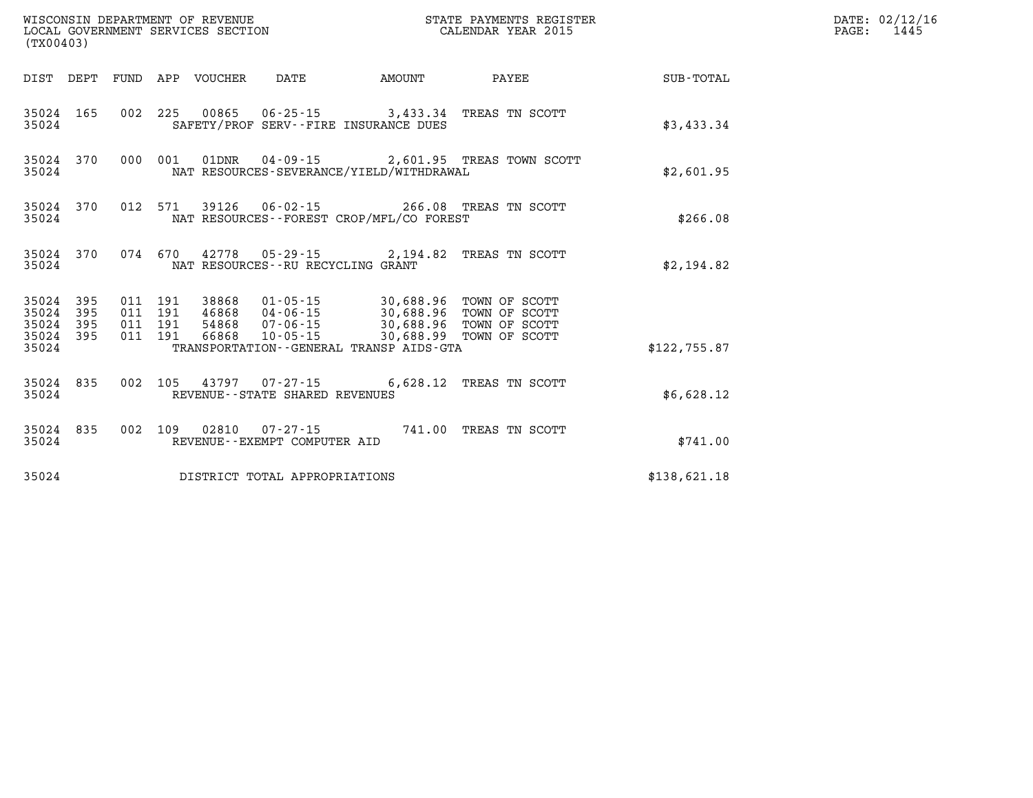WISCONSIN DEPARTMENT OF REVENUE
LOCAL GOVERNMENT SERVICES SECTION
(TX00403)

STATE PAYMENTS REGISTER
CALENDAR YEAR 2015

| DIST | DEPT | FUND | APP | VOUCHER | DATE | AMOUNT | PAYEE | SUB-TOTAL |
|---|---|---|---|---|---|---|---|---|
| 35024 | 165 | 002 | 225 | 00865 | 06-25-15 | 3,433.34 | TREAS TN SCOTT | |
| 35024 | | | | SAFETY/PROF SERV--FIRE INSURANCE DUES | | | | $3,433.34 |
| 35024 | 370 | 000 | 001 | 01DNR | 04-09-15 | 2,601.95 | TREAS TOWN SCOTT | |
| 35024 | | | | NAT RESOURCES-SEVERANCE/YIELD/WITHDRAWAL | | | | $2,601.95 |
| 35024 | 370 | 012 | 571 | 39126 | 06-02-15 | 266.08 | TREAS TN SCOTT | |
| 35024 | | | | NAT RESOURCES--FOREST CROP/MFL/CO FOREST | | | | $266.08 |
| 35024 | 370 | 074 | 670 | 42778 | 05-29-15 | 2,194.82 | TREAS TN SCOTT | |
| 35024 | | | | NAT RESOURCES--RU RECYCLING GRANT | | | | $2,194.82 |
| 35024 | 395 | 011 | 191 | 38868 | 01-05-15 | 30,688.96 | TOWN OF SCOTT | |
| 35024 | 395 | 011 | 191 | 46868 | 04-06-15 | 30,688.96 | TOWN OF SCOTT | |
| 35024 | 395 | 011 | 191 | 54868 | 07-06-15 | 30,688.96 | TOWN OF SCOTT | |
| 35024 | 395 | 011 | 191 | 66868 | 10-05-15 | 30,688.99 | TOWN OF SCOTT | |
| 35024 | | | | TRANSPORTATION--GENERAL TRANSP AIDS-GTA | | | | $122,755.87 |
| 35024 | 835 | 002 | 105 | 43797 | 07-27-15 | 6,628.12 | TREAS TN SCOTT | |
| 35024 | | | | REVENUE--STATE SHARED REVENUES | | | | $6,628.12 |
| 35024 | 835 | 002 | 109 | 02810 | 07-27-15 | 741.00 | TREAS TN SCOTT | |
| 35024 | | | | REVENUE--EXEMPT COMPUTER AID | | | | $741.00 |
| 35024 | | | | DISTRICT TOTAL APPROPRIATIONS | | | | $138,621.18 |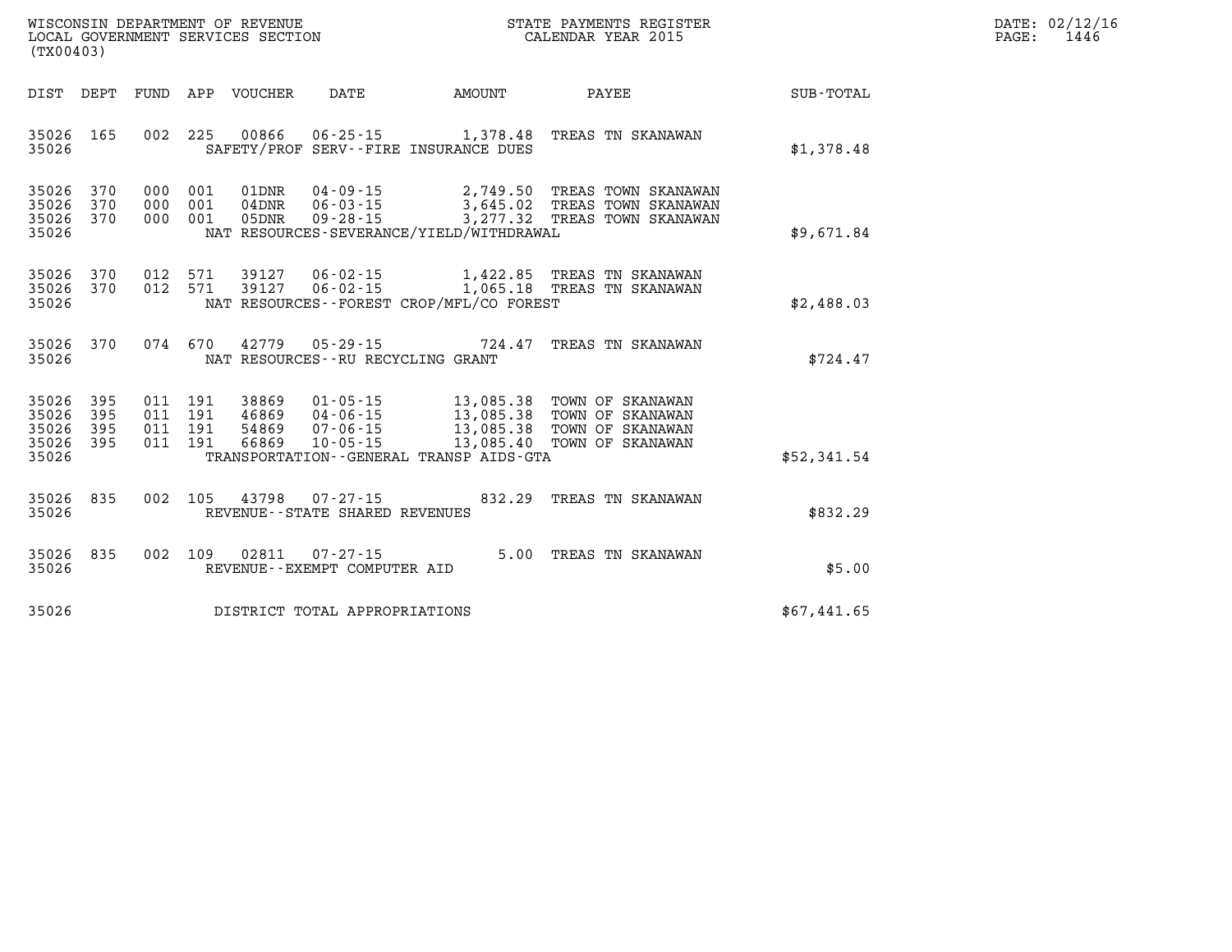WISCONSIN DEPARTMENT OF REVENUE
LOCAL GOVERNMENT SERVICES SECTION
(TX00403)

STATE PAYMENTS REGISTER
CALENDAR YEAR 2015

DATE: 02/12/16
PAGE: 1446

| DIST | DEPT | FUND | APP | VOUCHER | DATE | AMOUNT | PAYEE | SUB-TOTAL |
|---|---|---|---|---|---|---|---|---|
| 35026 | 165 | 002 | 225 | 00866 | 06-25-15 | 1,378.48 | TREAS TN SKANAWAN | |
| 35026 | | | | SAFETY/PROF SERV--FIRE INSURANCE DUES | | | | $1,378.48 |
| 35026 | 370 | 000 | 001 | 01DNR | 04-09-15 | 2,749.50 | TREAS TOWN SKANAWAN | |
| 35026 | 370 | 000 | 001 | 04DNR | 06-03-15 | 3,645.02 | TREAS TOWN SKANAWAN | |
| 35026 | 370 | 000 | 001 | 05DNR | 09-28-15 | 3,277.32 | TREAS TOWN SKANAWAN | |
| 35026 | | | | NAT RESOURCES-SEVERANCE/YIELD/WITHDRAWAL | | | | $9,671.84 |
| 35026 | 370 | 012 | 571 | 39127 | 06-02-15 | 1,422.85 | TREAS TN SKANAWAN | |
| 35026 | 370 | 012 | 571 | 39127 | 06-02-15 | 1,065.18 | TREAS TN SKANAWAN | |
| 35026 | | | | NAT RESOURCES--FOREST CROP/MFL/CO FOREST | | | | $2,488.03 |
| 35026 | 370 | 074 | 670 | 42779 | 05-29-15 | 724.47 | TREAS TN SKANAWAN | |
| 35026 | | | | NAT RESOURCES--RU RECYCLING GRANT | | | | $724.47 |
| 35026 | 395 | 011 | 191 | 38869 | 01-05-15 | 13,085.38 | TOWN OF SKANAWAN | |
| 35026 | 395 | 011 | 191 | 46869 | 04-06-15 | 13,085.38 | TOWN OF SKANAWAN | |
| 35026 | 395 | 011 | 191 | 54869 | 07-06-15 | 13,085.38 | TOWN OF SKANAWAN | |
| 35026 | 395 | 011 | 191 | 66869 | 10-05-15 | 13,085.40 | TOWN OF SKANAWAN | |
| 35026 | | | | TRANSPORTATION--GENERAL TRANSP AIDS-GTA | | | | $52,341.54 |
| 35026 | 835 | 002 | 105 | 43798 | 07-27-15 | 832.29 | TREAS TN SKANAWAN | |
| 35026 | | | | REVENUE--STATE SHARED REVENUES | | | | $832.29 |
| 35026 | 835 | 002 | 109 | 02811 | 07-27-15 | 5.00 | TREAS TN SKANAWAN | |
| 35026 | | | | REVENUE--EXEMPT COMPUTER AID | | | | $5.00 |
| 35026 | | | | DISTRICT TOTAL APPROPRIATIONS | | | | $67,441.65 |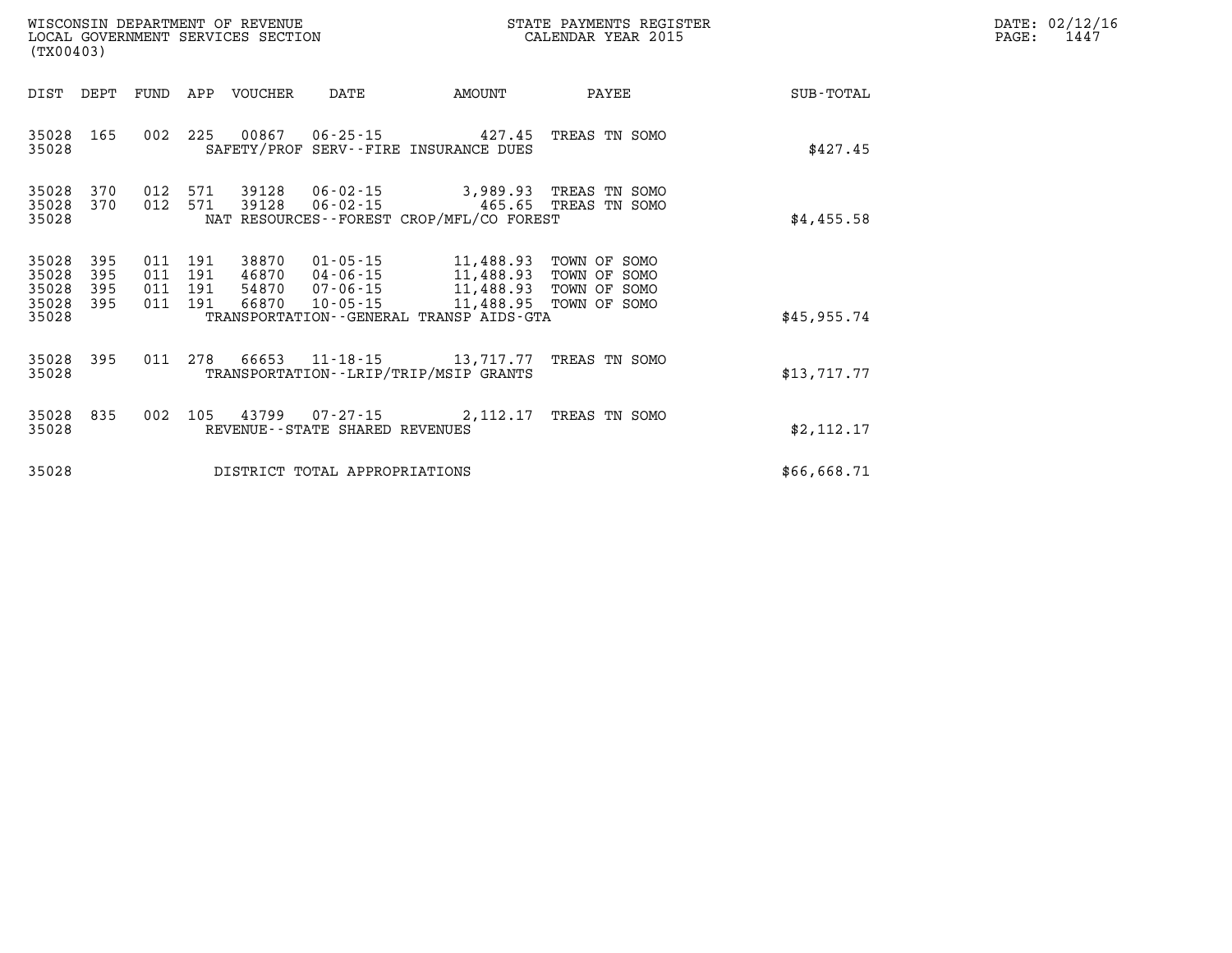WISCONSIN DEPARTMENT OF REVENUE
LOCAL GOVERNMENT SERVICES SECTION
(TX00403)

STATE PAYMENTS REGISTER
CALENDAR YEAR 2015

DATE: 02/12/16

| DIST | DEPT | FUND | APP | VOUCHER | DATE | AMOUNT | PAYEE | SUB-TOTAL |
|---|---|---|---|---|---|---|---|---|
| 35028 | 165 | 002 | 225 | 00867 | 06-25-15 | 427.45 | TREAS TN SOMO | |
| 35028 | | | | SAFETY/PROF SERV--FIRE INSURANCE DUES | | | | $427.45 |
| 35028 | 370 | 012 | 571 | 39128 | 06-02-15 | 3,989.93 | TREAS TN SOMO | |
| 35028 | 370 | 012 | 571 | 39128 | 06-02-15 | 465.65 | TREAS TN SOMO | |
| 35028 | | | | NAT RESOURCES--FOREST CROP/MFL/CO FOREST | | | | $4,455.58 |
| 35028 | 395 | 011 | 191 | 38870 | 01-05-15 | 11,488.93 | TOWN OF SOMO | |
| 35028 | 395 | 011 | 191 | 46870 | 04-06-15 | 11,488.93 | TOWN OF SOMO | |
| 35028 | 395 | 011 | 191 | 54870 | 07-06-15 | 11,488.93 | TOWN OF SOMO | |
| 35028 | 395 | 011 | 191 | 66870 | 10-05-15 | 11,488.95 | TOWN OF SOMO | |
| 35028 | | | | TRANSPORTATION--GENERAL TRANSP AIDS-GTA | | | | $45,955.74 |
| 35028 | 395 | 011 | 278 | 66653 | 11-18-15 | 13,717.77 | TREAS TN SOMO | |
| 35028 | | | | TRANSPORTATION--LRIP/TRIP/MSIP GRANTS | | | | $13,717.77 |
| 35028 | 835 | 002 | 105 | 43799 | 07-27-15 | 2,112.17 | TREAS TN SOMO | |
| 35028 | | | | REVENUE--STATE SHARED REVENUES | | | | $2,112.17 |
| 35028 | | | | DISTRICT TOTAL APPROPRIATIONS | | | | $66,668.71 |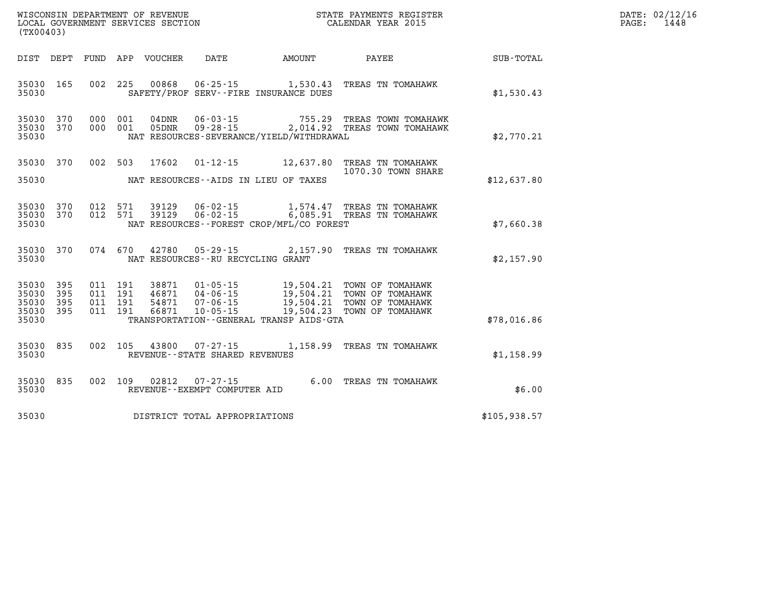WISCONSIN DEPARTMENT OF REVENUE
LOCAL GOVERNMENT SERVICES SECTION
(TX00403)

STATE PAYMENTS REGISTER
CALENDAR YEAR 2015

DATE: 02/12/16
PAGE: 1448

| DIST | DEPT | FUND | APP | VOUCHER | DATE | AMOUNT | PAYEE | SUB-TOTAL |
|---|---|---|---|---|---|---|---|---|
| 35030 | 165 | 002 | 225 | 00868 | 06-25-15 | 1,530.43 | TREAS TN TOMAHAWK | |
| 35030 | | | | SAFETY/PROF SERV--FIRE INSURANCE DUES | | | | $1,530.43 |
| 35030 | 370 | 000 | 001 | 04DNR | 06-03-15 | 755.29 | TREAS TOWN TOMAHAWK | |
| 35030 | 370 | 000 | 001 | 05DNR | 09-28-15 | 2,014.92 | TREAS TOWN TOMAHAWK | |
| 35030 | | | | NAT RESOURCES-SEVERANCE/YIELD/WITHDRAWAL | | | | $2,770.21 |
| 35030 | 370 | 002 | 503 | 17602 | 01-12-15 | 12,637.80 | TREAS TN TOMAHAWK 1070.30 TOWN SHARE | |
| 35030 | | | | NAT RESOURCES--AIDS IN LIEU OF TAXES | | | | $12,637.80 |
| 35030 | 370 | 012 | 571 | 39129 | 06-02-15 | 1,574.47 | TREAS TN TOMAHAWK | |
| 35030 | 370 | 012 | 571 | 39129 | 06-02-15 | 6,085.91 | TREAS TN TOMAHAWK | |
| 35030 | | | | NAT RESOURCES--FOREST CROP/MFL/CO FOREST | | | | $7,660.38 |
| 35030 | 370 | 074 | 670 | 42780 | 05-29-15 | 2,157.90 | TREAS TN TOMAHAWK | |
| 35030 | | | | NAT RESOURCES--RU RECYCLING GRANT | | | | $2,157.90 |
| 35030 | 395 | 011 | 191 | 38871 | 01-05-15 | 19,504.21 | TOWN OF TOMAHAWK | |
| 35030 | 395 | 011 | 191 | 46871 | 04-06-15 | 19,504.21 | TOWN OF TOMAHAWK | |
| 35030 | 395 | 011 | 191 | 54871 | 07-06-15 | 19,504.21 | TOWN OF TOMAHAWK | |
| 35030 | 395 | 011 | 191 | 66871 | 10-05-15 | 19,504.23 | TOWN OF TOMAHAWK | |
| 35030 | | | | TRANSPORTATION--GENERAL TRANSP AIDS-GTA | | | | $78,016.86 |
| 35030 | 835 | 002 | 105 | 43800 | 07-27-15 | 1,158.99 | TREAS TN TOMAHAWK | |
| 35030 | | | | REVENUE--STATE SHARED REVENUES | | | | $1,158.99 |
| 35030 | 835 | 002 | 109 | 02812 | 07-27-15 | 6.00 | TREAS TN TOMAHAWK | |
| 35030 | | | | REVENUE--EXEMPT COMPUTER AID | | | | $6.00 |
| 35030 | | | | DISTRICT TOTAL APPROPRIATIONS | | | | $105,938.57 |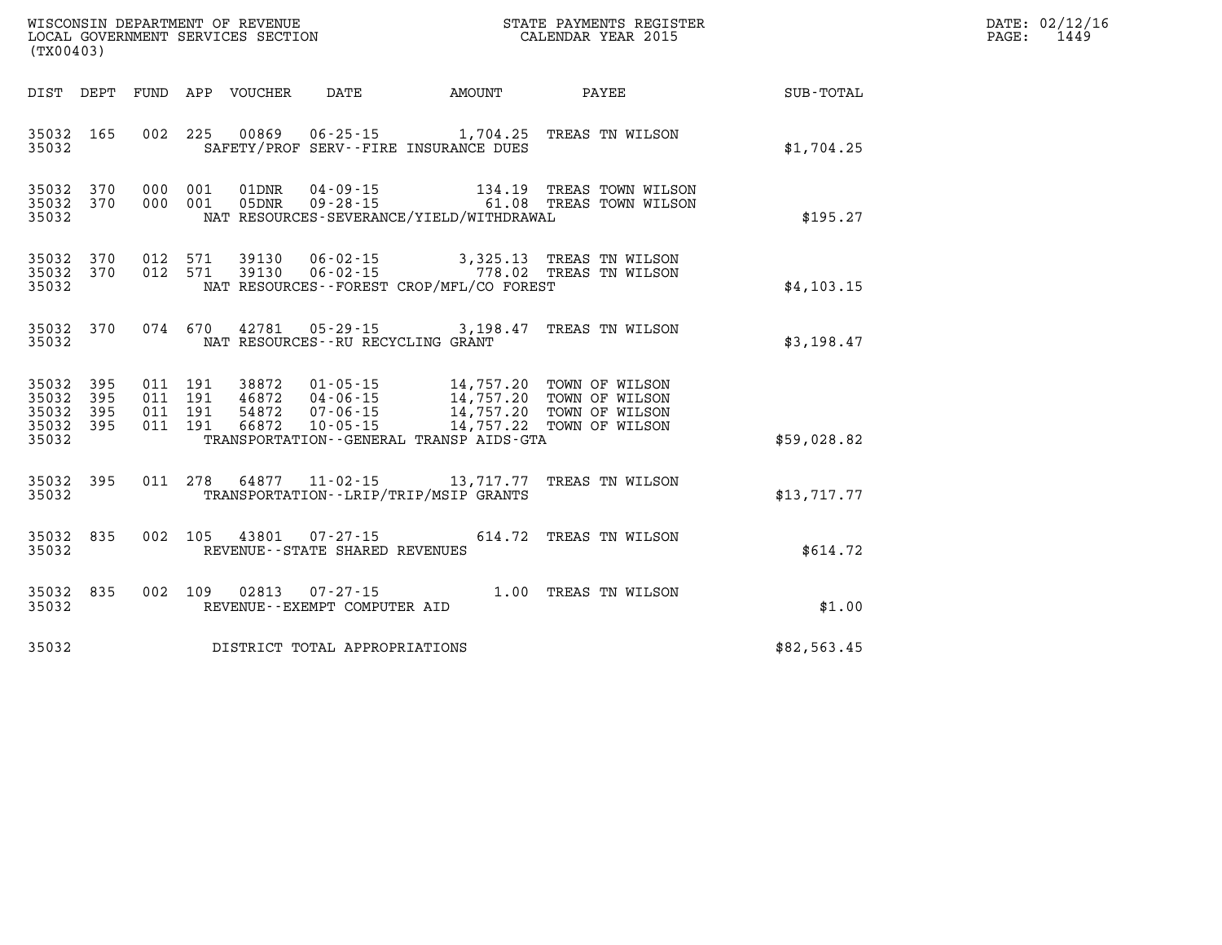WISCONSIN DEPARTMENT OF REVENUE
LOCAL GOVERNMENT SERVICES SECTION
(TX00403)

STATE PAYMENTS REGISTER
CALENDAR YEAR 2015

DATE: 02/12/16
PAGE: 1449

| DIST | DEPT | FUND | APP | VOUCHER | DATE | AMOUNT | PAYEE | SUB-TOTAL |
|---|---|---|---|---|---|---|---|---|
| 35032 | 165 | 002 | 225 | 00869 | 06-25-15 | 1,704.25 | TREAS TN WILSON | |
| 35032 | | | | | SAFETY/PROF SERV--FIRE INSURANCE DUES | | | $1,704.25 |
| 35032 | 370 | 000 | 001 | 01DNR | 04-09-15 | 134.19 | TREAS TOWN WILSON | |
| 35032 | 370 | 000 | 001 | 05DNR | 09-28-15 | 61.08 | TREAS TOWN WILSON | |
| 35032 | | | | | NAT RESOURCES-SEVERANCE/YIELD/WITHDRAWAL | | | $195.27 |
| 35032 | 370 | 012 | 571 | 39130 | 06-02-15 | 3,325.13 | TREAS TN WILSON | |
| 35032 | 370 | 012 | 571 | 39130 | 06-02-15 | 778.02 | TREAS TN WILSON | |
| 35032 | | | | | NAT RESOURCES--FOREST CROP/MFL/CO FOREST | | | $4,103.15 |
| 35032 | 370 | 074 | 670 | 42781 | 05-29-15 | 3,198.47 | TREAS TN WILSON | |
| 35032 | | | | | NAT RESOURCES--RU RECYCLING GRANT | | | $3,198.47 |
| 35032 | 395 | 011 | 191 | 38872 | 01-05-15 | 14,757.20 | TOWN OF WILSON | |
| 35032 | 395 | 011 | 191 | 46872 | 04-06-15 | 14,757.20 | TOWN OF WILSON | |
| 35032 | 395 | 011 | 191 | 54872 | 07-06-15 | 14,757.20 | TOWN OF WILSON | |
| 35032 | 395 | 011 | 191 | 66872 | 10-05-15 | 14,757.22 | TOWN OF WILSON | |
| 35032 | | | | | TRANSPORTATION--GENERAL TRANSP AIDS-GTA | | | $59,028.82 |
| 35032 | 395 | 011 | 278 | 64877 | 11-02-15 | 13,717.77 | TREAS TN WILSON | |
| 35032 | | | | | TRANSPORTATION--LRIP/TRIP/MSIP GRANTS | | | $13,717.77 |
| 35032 | 835 | 002 | 105 | 43801 | 07-27-15 | 614.72 | TREAS TN WILSON | |
| 35032 | | | | | REVENUE--STATE SHARED REVENUES | | | $614.72 |
| 35032 | 835 | 002 | 109 | 02813 | 07-27-15 | 1.00 | TREAS TN WILSON | |
| 35032 | | | | | REVENUE--EXEMPT COMPUTER AID | | | $1.00 |
| 35032 | | | | | DISTRICT TOTAL APPROPRIATIONS | | | $82,563.45 |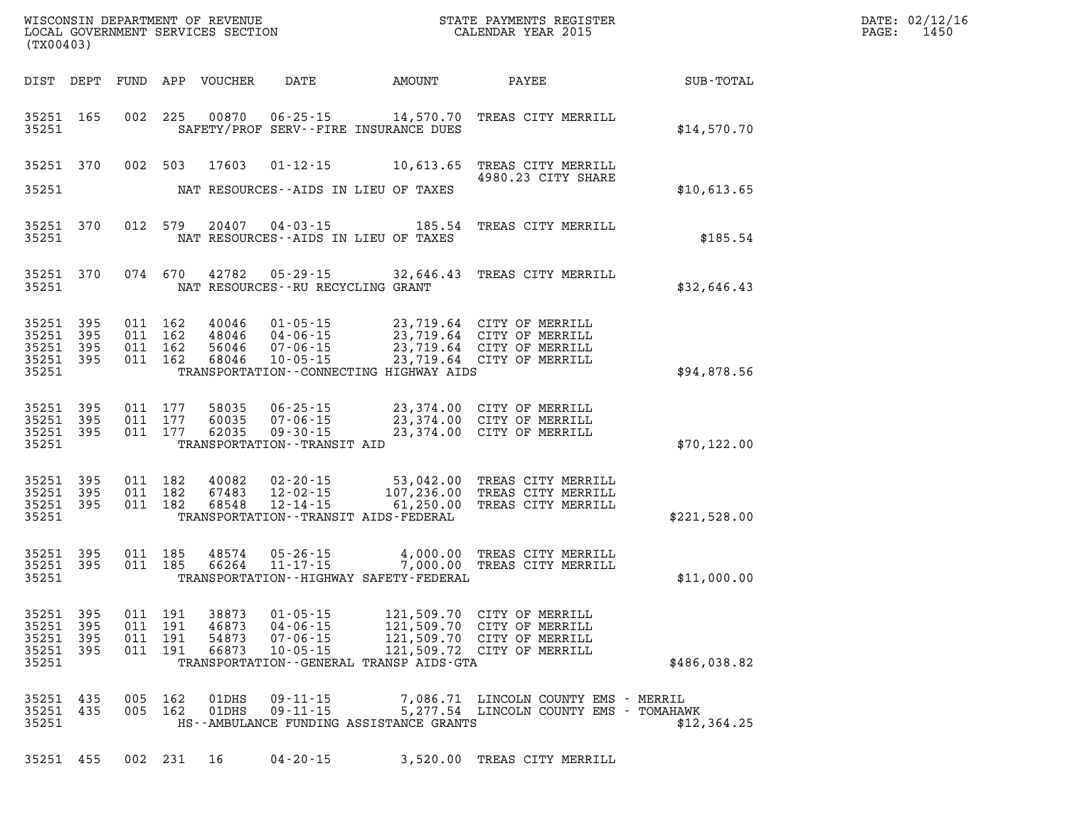WISCONSIN DEPARTMENT OF REVENUE
LOCAL GOVERNMENT SERVICES SECTION
(TX00403)

STATE PAYMENTS REGISTER
CALENDAR YEAR 2015

DATE: 02/12/16

| DIST | DEPT | FUND | APP | VOUCHER | DATE | AMOUNT | PAYEE | SUB-TOTAL |
|---|---|---|---|---|---|---|---|---|
| 35251 | 165 | 002 | 225 | 00870 | 06-25-15 | 14,570.70 | TREAS CITY MERRILL | |
| 35251 | | | | | SAFETY/PROF SERV--FIRE INSURANCE DUES | | | $14,570.70 |
| 35251 | 370 | 002 | 503 | 17603 | 01-12-15 | 10,613.65 | TREAS CITY MERRILL 4980.23 CITY SHARE | |
| 35251 | | | | | NAT RESOURCES--AIDS IN LIEU OF TAXES | | | $10,613.65 |
| 35251 | 370 | 012 | 579 | 20407 | 04-03-15 | 185.54 | TREAS CITY MERRILL | |
| 35251 | | | | | NAT RESOURCES--AIDS IN LIEU OF TAXES | | | $185.54 |
| 35251 | 370 | 074 | 670 | 42782 | 05-29-15 | 32,646.43 | TREAS CITY MERRILL | |
| 35251 | | | | | NAT RESOURCES--RU RECYCLING GRANT | | | $32,646.43 |
| 35251 | 395 | 011 | 162 | 40046 | 01-05-15 | 23,719.64 | CITY OF MERRILL | |
| 35251 | 395 | 011 | 162 | 48046 | 04-06-15 | 23,719.64 | CITY OF MERRILL | |
| 35251 | 395 | 011 | 162 | 56046 | 07-06-15 | 23,719.64 | CITY OF MERRILL | |
| 35251 | 395 | 011 | 162 | 68046 | 10-05-15 | 23,719.64 | CITY OF MERRILL | |
| 35251 | | | | | TRANSPORTATION--CONNECTING HIGHWAY AIDS | | | $94,878.56 |
| 35251 | 395 | 011 | 177 | 58035 | 06-25-15 | 23,374.00 | CITY OF MERRILL | |
| 35251 | 395 | 011 | 177 | 60035 | 07-06-15 | 23,374.00 | CITY OF MERRILL | |
| 35251 | 395 | 011 | 177 | 62035 | 09-30-15 | 23,374.00 | CITY OF MERRILL | |
| 35251 | | | | | TRANSPORTATION--TRANSIT AID | | | $70,122.00 |
| 35251 | 395 | 011 | 182 | 40082 | 02-20-15 | 53,042.00 | TREAS CITY MERRILL | |
| 35251 | 395 | 011 | 182 | 67483 | 12-02-15 | 107,236.00 | TREAS CITY MERRILL | |
| 35251 | 395 | 011 | 182 | 68548 | 12-14-15 | 61,250.00 | TREAS CITY MERRILL | |
| 35251 | | | | | TRANSPORTATION--TRANSIT AIDS-FEDERAL | | | $221,528.00 |
| 35251 | 395 | 011 | 185 | 48574 | 05-26-15 | 4,000.00 | TREAS CITY MERRILL | |
| 35251 | 395 | 011 | 185 | 66264 | 11-17-15 | 7,000.00 | TREAS CITY MERRILL | |
| 35251 | | | | | TRANSPORTATION--HIGHWAY SAFETY-FEDERAL | | | $11,000.00 |
| 35251 | 395 | 011 | 191 | 38873 | 01-05-15 | 121,509.70 | CITY OF MERRILL | |
| 35251 | 395 | 011 | 191 | 46873 | 04-06-15 | 121,509.70 | CITY OF MERRILL | |
| 35251 | 395 | 011 | 191 | 54873 | 07-06-15 | 121,509.70 | CITY OF MERRILL | |
| 35251 | 395 | 011 | 191 | 66873 | 10-05-15 | 121,509.72 | CITY OF MERRILL | |
| 35251 | | | | | TRANSPORTATION--GENERAL TRANSP AIDS-GTA | | | $486,038.82 |
| 35251 | 435 | 005 | 162 | 01DHS | 09-11-15 | 7,086.71 | LINCOLN COUNTY EMS - MERRIL | |
| 35251 | 435 | 005 | 162 | 01DHS | 09-11-15 | 5,277.54 | LINCOLN COUNTY EMS - TOMAHAWK | |
| 35251 | | | | | HS--AMBULANCE FUNDING ASSISTANCE GRANTS | | | $12,364.25 |
| 35251 | 455 | 002 | 231 | 16 | 04-20-15 | 3,520.00 | TREAS CITY MERRILL | |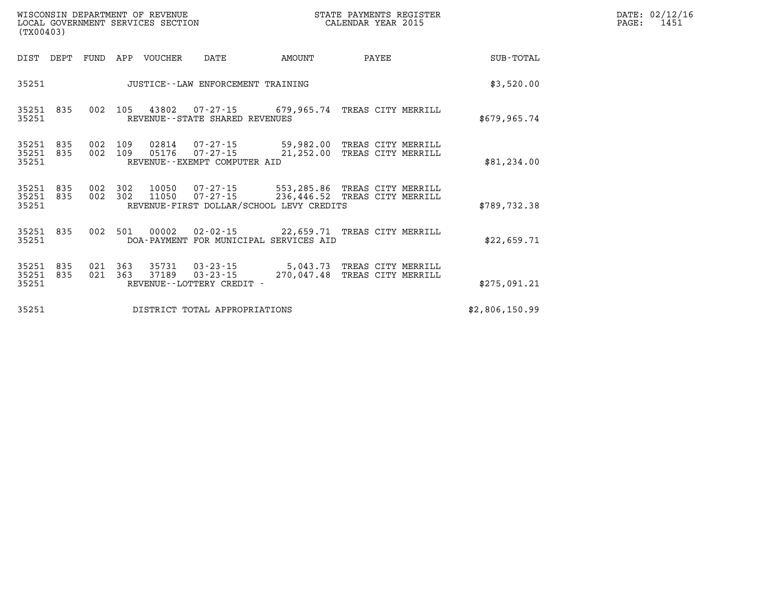WISCONSIN DEPARTMENT OF REVENUE
LOCAL GOVERNMENT SERVICES SECTION
(TX00403)

STATE PAYMENTS REGISTER
CALENDAR YEAR 2015

DATE: 02/12/16

| DIST | DEPT | FUND | APP | VOUCHER | DATE | AMOUNT | PAYEE | SUB-TOTAL |
|---|---|---|---|---|---|---|---|---|
| 35251 | | | | | JUSTICE--LAW ENFORCEMENT TRAINING | | | $3,520.00 |
| 35251 | 835 | 002 | 105 | 43802 | 07-27-15 | 679,965.74 | TREAS CITY MERRILL | |
| 35251 | | | | | REVENUE--STATE SHARED REVENUES | | | $679,965.74 |
| 35251 | 835 | 002 | 109 | 02814 | 07-27-15 | 59,982.00 | TREAS CITY MERRILL | |
| 35251 | 835 | 002 | 109 | 05176 | 07-27-15 | 21,252.00 | TREAS CITY MERRILL | |
| 35251 | | | | | REVENUE--EXEMPT COMPUTER AID | | | $81,234.00 |
| 35251 | 835 | 002 | 302 | 10050 | 07-27-15 | 553,285.86 | TREAS CITY MERRILL | |
| 35251 | 835 | 002 | 302 | 11050 | 07-27-15 | 236,446.52 | TREAS CITY MERRILL | |
| 35251 | | | | | REVENUE-FIRST DOLLAR/SCHOOL LEVY CREDITS | | | $789,732.38 |
| 35251 | 835 | 002 | 501 | 00002 | 02-02-15 | 22,659.71 | TREAS CITY MERRILL | |
| 35251 | | | | | DOA-PAYMENT FOR MUNICIPAL SERVICES AID | | | $22,659.71 |
| 35251 | 835 | 021 | 363 | 35731 | 03-23-15 | 5,043.73 | TREAS CITY MERRILL | |
| 35251 | 835 | 021 | 363 | 37189 | 03-23-15 | 270,047.48 | TREAS CITY MERRILL | |
| 35251 | | | | | REVENUE--LOTTERY CREDIT - | | | $275,091.21 |
| 35251 | | | | | DISTRICT TOTAL APPROPRIATIONS | | | $2,806,150.99 |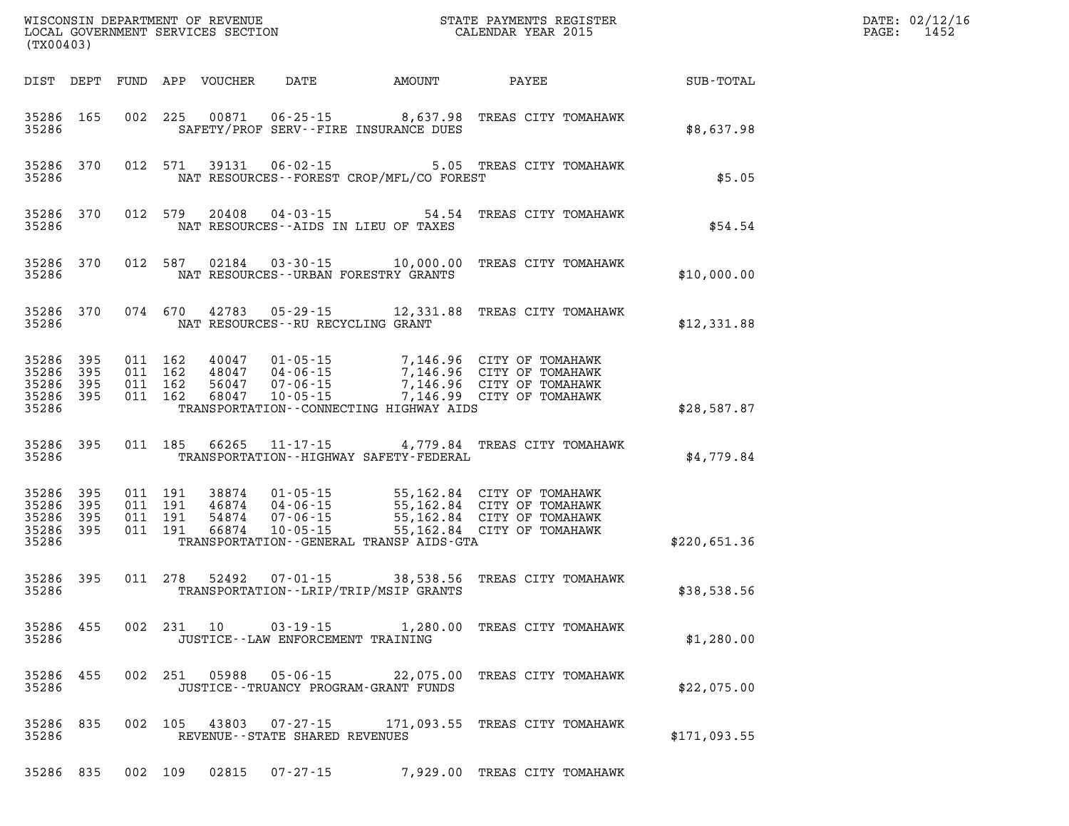WISCONSIN DEPARTMENT OF REVENUE
LOCAL GOVERNMENT SERVICES SECTION
(TX00403)

STATE PAYMENTS REGISTER
CALENDAR YEAR 2015

DATE: 02/12/16
PAGE: 1452

| DIST | DEPT | FUND | APP | VOUCHER | DATE | AMOUNT | PAYEE | SUB-TOTAL |
|---|---|---|---|---|---|---|---|---|
| 35286 | 165 | 002 | 225 | 00871 | 06-25-15 | 8,637.98 | TREAS CITY TOMAHAWK | |
| 35286 | | | | | SAFETY/PROF SERV--FIRE INSURANCE DUES | | | $8,637.98 |
| 35286 | 370 | 012 | 571 | 39131 | 06-02-15 | 5.05 | TREAS CITY TOMAHAWK | |
| 35286 | | | | | NAT RESOURCES--FOREST CROP/MFL/CO FOREST | | | $5.05 |
| 35286 | 370 | 012 | 579 | 20408 | 04-03-15 | 54.54 | TREAS CITY TOMAHAWK | |
| 35286 | | | | | NAT RESOURCES--AIDS IN LIEU OF TAXES | | | $54.54 |
| 35286 | 370 | 012 | 587 | 02184 | 03-30-15 | 10,000.00 | TREAS CITY TOMAHAWK | |
| 35286 | | | | | NAT RESOURCES--URBAN FORESTRY GRANTS | | | $10,000.00 |
| 35286 | 370 | 074 | 670 | 42783 | 05-29-15 | 12,331.88 | TREAS CITY TOMAHAWK | |
| 35286 | | | | | NAT RESOURCES--RU RECYCLING GRANT | | | $12,331.88 |
| 35286 | 395 | 011 | 162 | 40047 | 01-05-15 | 7,146.96 | CITY OF TOMAHAWK | |
| 35286 | 395 | 011 | 162 | 48047 | 04-06-15 | 7,146.96 | CITY OF TOMAHAWK | |
| 35286 | 395 | 011 | 162 | 56047 | 07-06-15 | 7,146.96 | CITY OF TOMAHAWK | |
| 35286 | 395 | 011 | 162 | 68047 | 10-05-15 | 7,146.99 | CITY OF TOMAHAWK | |
| 35286 | | | | | TRANSPORTATION--CONNECTING HIGHWAY AIDS | | | $28,587.87 |
| 35286 | 395 | 011 | 185 | 66265 | 11-17-15 | 4,779.84 | TREAS CITY TOMAHAWK | |
| 35286 | | | | | TRANSPORTATION--HIGHWAY SAFETY-FEDERAL | | | $4,779.84 |
| 35286 | 395 | 011 | 191 | 38874 | 01-05-15 | 55,162.84 | CITY OF TOMAHAWK | |
| 35286 | 395 | 011 | 191 | 46874 | 04-06-15 | 55,162.84 | CITY OF TOMAHAWK | |
| 35286 | 395 | 011 | 191 | 54874 | 07-06-15 | 55,162.84 | CITY OF TOMAHAWK | |
| 35286 | 395 | 011 | 191 | 66874 | 10-05-15 | 55,162.84 | CITY OF TOMAHAWK | |
| 35286 | | | | | TRANSPORTATION--GENERAL TRANSP AIDS-GTA | | | $220,651.36 |
| 35286 | 395 | 011 | 278 | 52492 | 07-01-15 | 38,538.56 | TREAS CITY TOMAHAWK | |
| 35286 | | | | | TRANSPORTATION--LRIP/TRIP/MSIP GRANTS | | | $38,538.56 |
| 35286 | 455 | 002 | 231 | 10 | 03-19-15 | 1,280.00 | TREAS CITY TOMAHAWK | |
| 35286 | | | | | JUSTICE--LAW ENFORCEMENT TRAINING | | | $1,280.00 |
| 35286 | 455 | 002 | 251 | 05988 | 05-06-15 | 22,075.00 | TREAS CITY TOMAHAWK | |
| 35286 | | | | | JUSTICE--TRUANCY PROGRAM-GRANT FUNDS | | | $22,075.00 |
| 35286 | 835 | 002 | 105 | 43803 | 07-27-15 | 171,093.55 | TREAS CITY TOMAHAWK | |
| 35286 | | | | | REVENUE--STATE SHARED REVENUES | | | $171,093.55 |
| 35286 | 835 | 002 | 109 | 02815 | 07-27-15 | 7,929.00 | TREAS CITY TOMAHAWK | |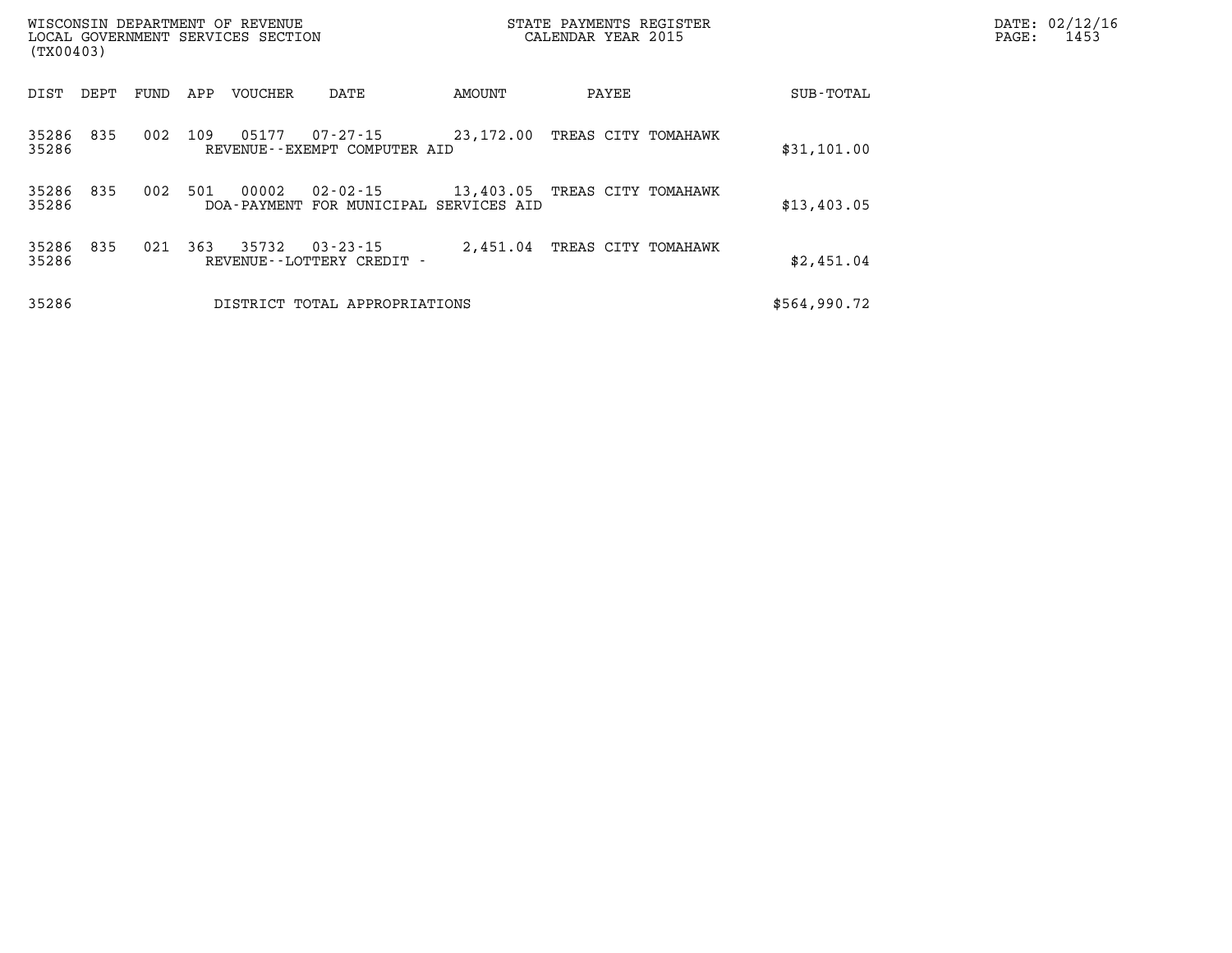WISCONSIN DEPARTMENT OF REVENUE
LOCAL GOVERNMENT SERVICES SECTION
(TX00403)

STATE PAYMENTS REGISTER
CALENDAR YEAR 2015

| DIST | DEPT | FUND | APP | VOUCHER | DATE | AMOUNT | PAYEE | SUB-TOTAL |
|---|---|---|---|---|---|---|---|---|
| 35286 | 835 | 002 | 109 | 05177 | 07-27-15 | 23,172.00 | TREAS CITY TOMAHAWK | |
| 35286 | | | | REVENUE--EXEMPT COMPUTER AID | | | | $31,101.00 |
| 35286 | 835 | 002 | 501 | 00002 | 02-02-15 | 13,403.05 | TREAS CITY TOMAHAWK | |
| 35286 | | | | DOA-PAYMENT FOR MUNICIPAL SERVICES AID | | | | $13,403.05 |
| 35286 | 835 | 021 | 363 | 35732 | 03-23-15 | 2,451.04 | TREAS CITY TOMAHAWK | |
| 35286 | | | | REVENUE--LOTTERY CREDIT - | | | | $2,451.04 |
| 35286 | | | | DISTRICT TOTAL APPROPRIATIONS | | | | $564,990.72 |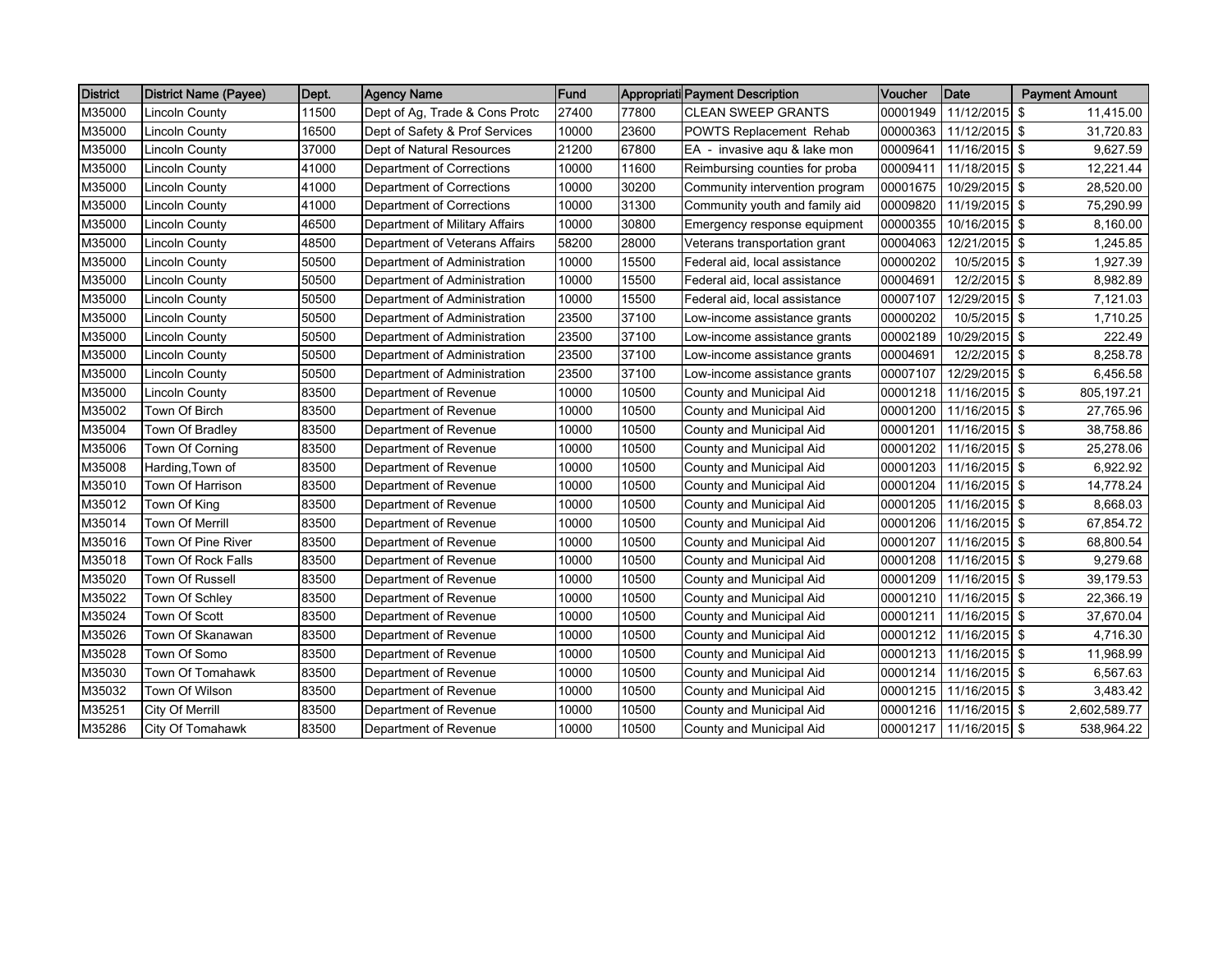| District | District Name (Payee) | Dept. | Agency Name | Fund | Appropriati | Payment Description | Voucher | Date | Payment Amount |
|---|---|---|---|---|---|---|---|---|---|
| M35000 | Lincoln County | 11500 | Dept of Ag, Trade & Cons Protc | 27400 | 77800 | CLEAN SWEEP GRANTS | 00001949 | 11/12/2015 | $ 11,415.00 |
| M35000 | Lincoln County | 16500 | Dept of Safety & Prof Services | 10000 | 23600 | POWTS Replacement Rehab | 00000363 | 11/12/2015 | $ 31,720.83 |
| M35000 | Lincoln County | 37000 | Dept of Natural Resources | 21200 | 67800 | EA - invasive aqu & lake mon | 00009641 | 11/16/2015 | $ 9,627.59 |
| M35000 | Lincoln County | 41000 | Department of Corrections | 10000 | 11600 | Reimbursing counties for proba | 00009411 | 11/18/2015 | $ 12,221.44 |
| M35000 | Lincoln County | 41000 | Department of Corrections | 10000 | 30200 | Community intervention program | 00001675 | 10/29/2015 | $ 28,520.00 |
| M35000 | Lincoln County | 41000 | Department of Corrections | 10000 | 31300 | Community youth and family aid | 00009820 | 11/19/2015 | $ 75,290.99 |
| M35000 | Lincoln County | 46500 | Department of Military Affairs | 10000 | 30800 | Emergency response equipment | 00000355 | 10/16/2015 | $ 8,160.00 |
| M35000 | Lincoln County | 48500 | Department of Veterans Affairs | 58200 | 28000 | Veterans transportation grant | 00004063 | 12/21/2015 | $ 1,245.85 |
| M35000 | Lincoln County | 50500 | Department of Administration | 10000 | 15500 | Federal aid, local assistance | 00000202 | 10/5/2015 | $ 1,927.39 |
| M35000 | Lincoln County | 50500 | Department of Administration | 10000 | 15500 | Federal aid, local assistance | 00004691 | 12/2/2015 | $ 8,982.89 |
| M35000 | Lincoln County | 50500 | Department of Administration | 10000 | 15500 | Federal aid, local assistance | 00007107 | 12/29/2015 | $ 7,121.03 |
| M35000 | Lincoln County | 50500 | Department of Administration | 23500 | 37100 | Low-income assistance grants | 00000202 | 10/5/2015 | $ 1,710.25 |
| M35000 | Lincoln County | 50500 | Department of Administration | 23500 | 37100 | Low-income assistance grants | 00002189 | 10/29/2015 | $ 222.49 |
| M35000 | Lincoln County | 50500 | Department of Administration | 23500 | 37100 | Low-income assistance grants | 00004691 | 12/2/2015 | $ 8,258.78 |
| M35000 | Lincoln County | 50500 | Department of Administration | 23500 | 37100 | Low-income assistance grants | 00007107 | 12/29/2015 | $ 6,456.58 |
| M35000 | Lincoln County | 83500 | Department of Revenue | 10000 | 10500 | County and Municipal Aid | 00001218 | 11/16/2015 | $ 805,197.21 |
| M35002 | Town Of Birch | 83500 | Department of Revenue | 10000 | 10500 | County and Municipal Aid | 00001200 | 11/16/2015 | $ 27,765.96 |
| M35004 | Town Of Bradley | 83500 | Department of Revenue | 10000 | 10500 | County and Municipal Aid | 00001201 | 11/16/2015 | $ 38,758.86 |
| M35006 | Town Of Corning | 83500 | Department of Revenue | 10000 | 10500 | County and Municipal Aid | 00001202 | 11/16/2015 | $ 25,278.06 |
| M35008 | Harding,Town of | 83500 | Department of Revenue | 10000 | 10500 | County and Municipal Aid | 00001203 | 11/16/2015 | $ 6,922.92 |
| M35010 | Town Of Harrison | 83500 | Department of Revenue | 10000 | 10500 | County and Municipal Aid | 00001204 | 11/16/2015 | $ 14,778.24 |
| M35012 | Town Of King | 83500 | Department of Revenue | 10000 | 10500 | County and Municipal Aid | 00001205 | 11/16/2015 | $ 8,668.03 |
| M35014 | Town Of Merrill | 83500 | Department of Revenue | 10000 | 10500 | County and Municipal Aid | 00001206 | 11/16/2015 | $ 67,854.72 |
| M35016 | Town Of Pine River | 83500 | Department of Revenue | 10000 | 10500 | County and Municipal Aid | 00001207 | 11/16/2015 | $ 68,800.54 |
| M35018 | Town Of Rock Falls | 83500 | Department of Revenue | 10000 | 10500 | County and Municipal Aid | 00001208 | 11/16/2015 | $ 9,279.68 |
| M35020 | Town Of Russell | 83500 | Department of Revenue | 10000 | 10500 | County and Municipal Aid | 00001209 | 11/16/2015 | $ 39,179.53 |
| M35022 | Town Of Schley | 83500 | Department of Revenue | 10000 | 10500 | County and Municipal Aid | 00001210 | 11/16/2015 | $ 22,366.19 |
| M35024 | Town Of Scott | 83500 | Department of Revenue | 10000 | 10500 | County and Municipal Aid | 00001211 | 11/16/2015 | $ 37,670.04 |
| M35026 | Town Of Skanawan | 83500 | Department of Revenue | 10000 | 10500 | County and Municipal Aid | 00001212 | 11/16/2015 | $ 4,716.30 |
| M35028 | Town Of Somo | 83500 | Department of Revenue | 10000 | 10500 | County and Municipal Aid | 00001213 | 11/16/2015 | $ 11,968.99 |
| M35030 | Town Of Tomahawk | 83500 | Department of Revenue | 10000 | 10500 | County and Municipal Aid | 00001214 | 11/16/2015 | $ 6,567.63 |
| M35032 | Town Of Wilson | 83500 | Department of Revenue | 10000 | 10500 | County and Municipal Aid | 00001215 | 11/16/2015 | $ 3,483.42 |
| M35251 | City Of Merrill | 83500 | Department of Revenue | 10000 | 10500 | County and Municipal Aid | 00001216 | 11/16/2015 | $ 2,602,589.77 |
| M35286 | City Of Tomahawk | 83500 | Department of Revenue | 10000 | 10500 | County and Municipal Aid | 00001217 | 11/16/2015 | $ 538,964.22 |